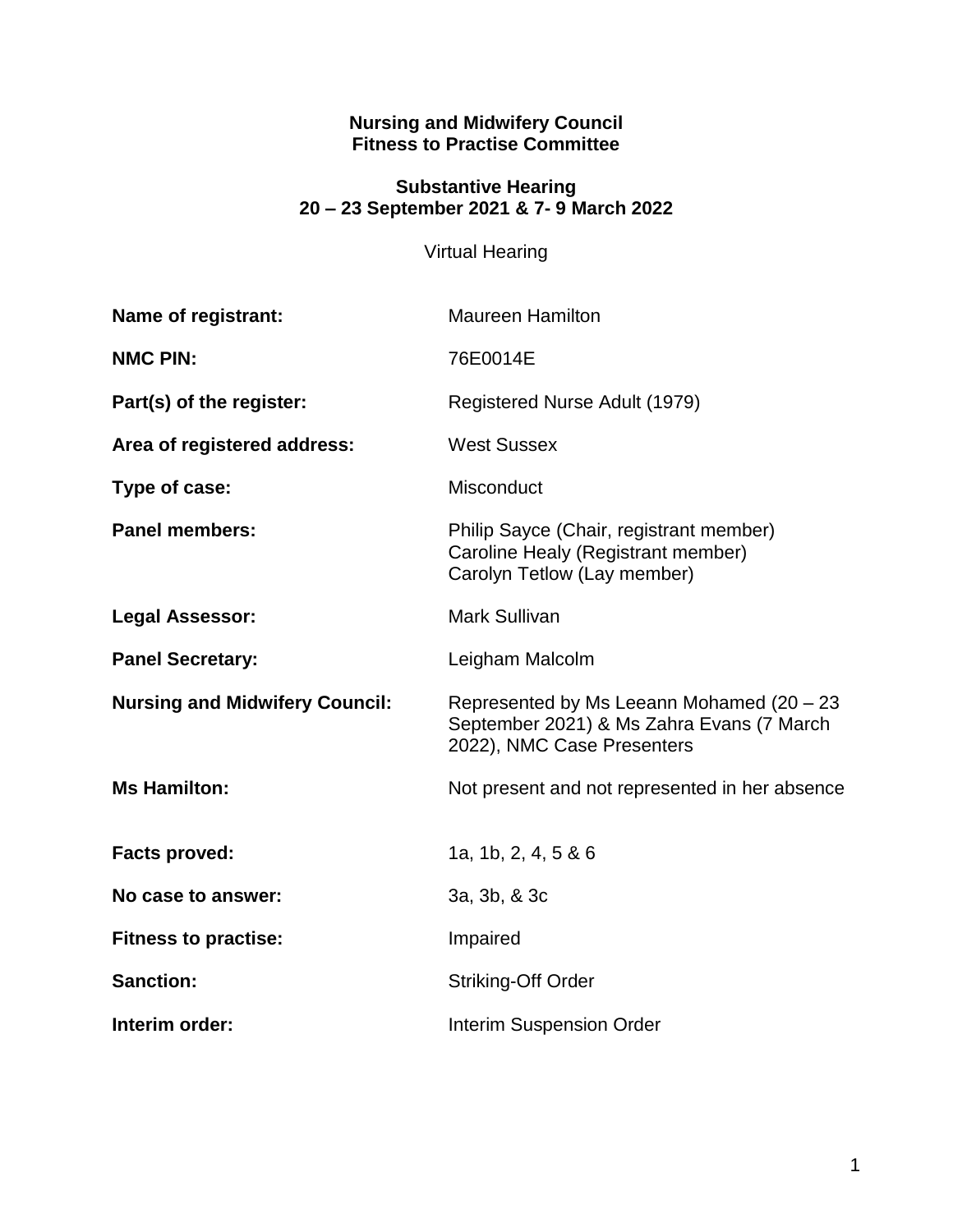**Nursing and Midwifery Council**
**Fitness to Practise Committee**

**Substantive Hearing**
**20 – 23 September 2021 & 7- 9 March 2022**

Virtual Hearing

| | |
|---|---|
| **Name of registrant:** | Maureen Hamilton |
| **NMC PIN:** | 76E0014E |
| **Part(s) of the register:** | Registered Nurse Adult (1979) |
| **Area of registered address:** | West Sussex |
| **Type of case:** | Misconduct |
| **Panel members:** | Philip Sayce (Chair, registrant member)<br>Caroline Healy (Registrant member)<br>Carolyn Tetlow (Lay member) |
| **Legal Assessor:** | Mark Sullivan |
| **Panel Secretary:** | Leigham Malcolm |
| **Nursing and Midwifery Council:** | Represented by Ms Leeann Mohamed (20 – 23 September 2021) & Ms Zahra Evans (7 March 2022), NMC Case Presenters |
| **Ms Hamilton:** | Not present and not represented in her absence |
| **Facts proved:** | 1a, 1b, 2, 4, 5 & 6 |
| **No case to answer:** | 3a, 3b, & 3c |
| **Fitness to practise:** | Impaired |
| **Sanction:** | Striking-Off Order |
| **Interim order:** | Interim Suspension Order |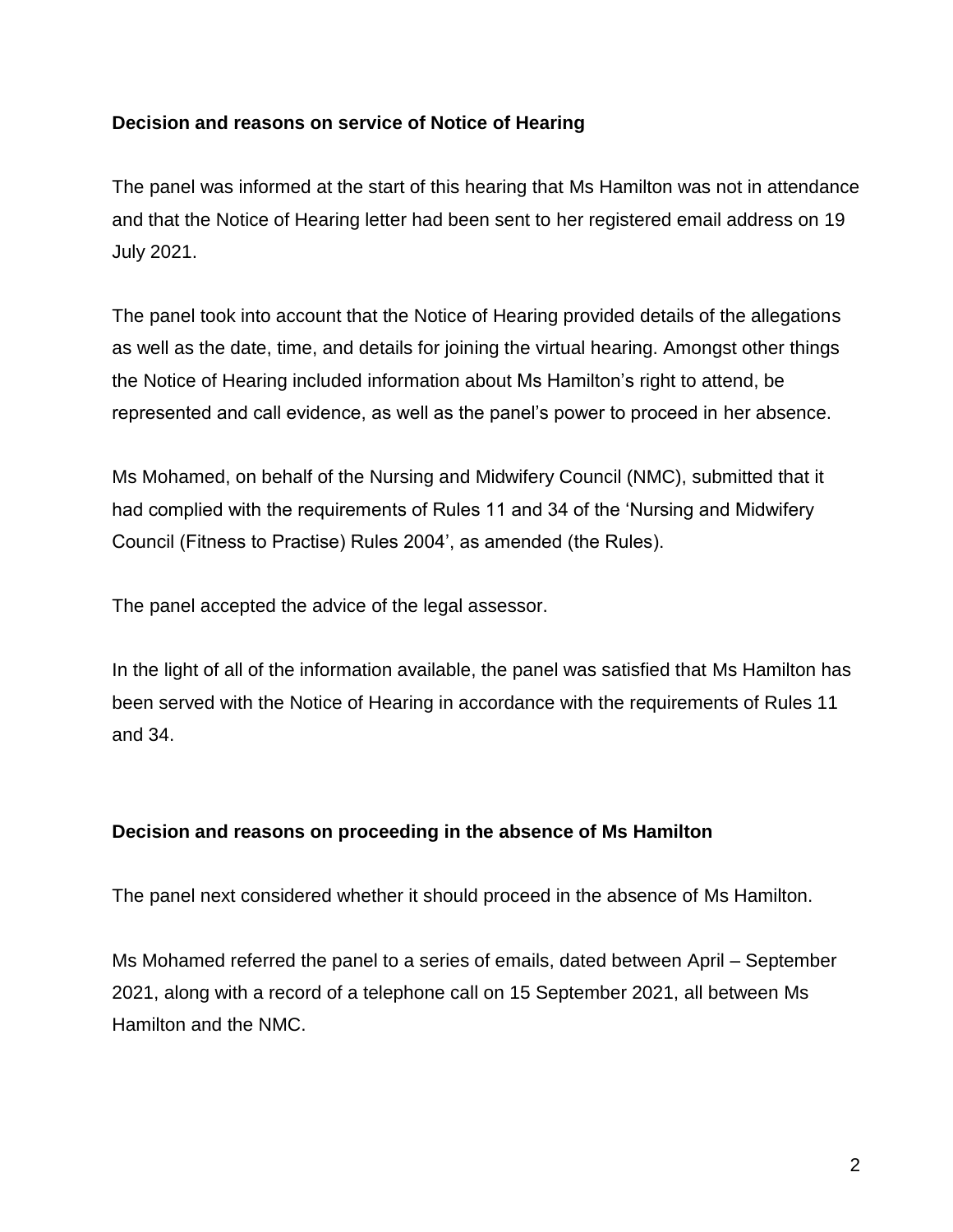**Decision and reasons on service of Notice of Hearing**

The panel was informed at the start of this hearing that Ms Hamilton was not in attendance and that the Notice of Hearing letter had been sent to her registered email address on 19 July 2021.

The panel took into account that the Notice of Hearing provided details of the allegations as well as the date, time, and details for joining the virtual hearing. Amongst other things the Notice of Hearing included information about Ms Hamilton's right to attend, be represented and call evidence, as well as the panel's power to proceed in her absence.

Ms Mohamed, on behalf of the Nursing and Midwifery Council (NMC), submitted that it had complied with the requirements of Rules 11 and 34 of the 'Nursing and Midwifery Council (Fitness to Practise) Rules 2004', as amended (the Rules).

The panel accepted the advice of the legal assessor.

In the light of all of the information available, the panel was satisfied that Ms Hamilton has been served with the Notice of Hearing in accordance with the requirements of Rules 11 and 34.

**Decision and reasons on proceeding in the absence of Ms Hamilton**

The panel next considered whether it should proceed in the absence of Ms Hamilton.

Ms Mohamed referred the panel to a series of emails, dated between April – September 2021, along with a record of a telephone call on 15 September 2021, all between Ms Hamilton and the NMC.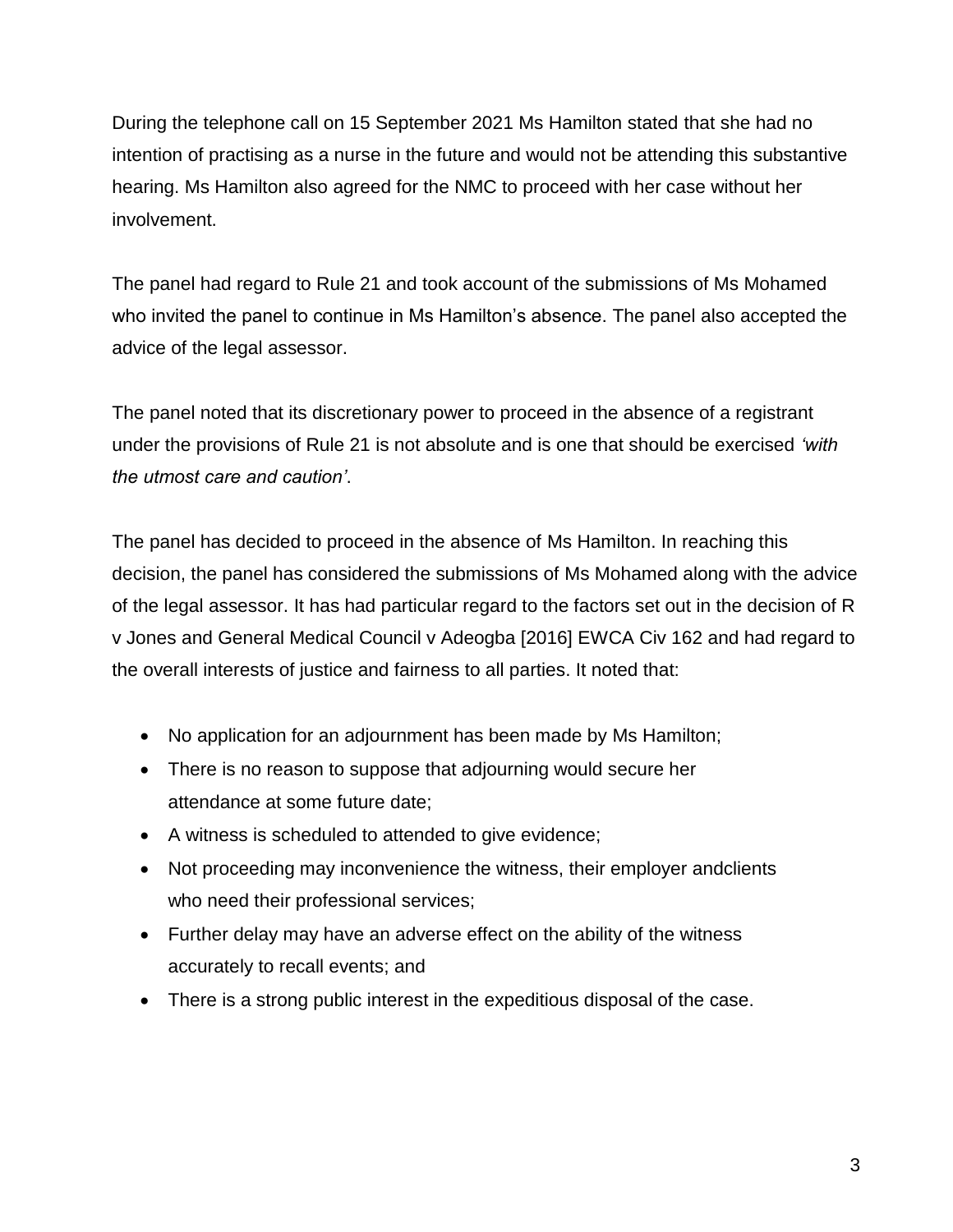During the telephone call on 15 September 2021 Ms Hamilton stated that she had no intention of practising as a nurse in the future and would not be attending this substantive hearing. Ms Hamilton also agreed for the NMC to proceed with her case without her involvement.

The panel had regard to Rule 21 and took account of the submissions of Ms Mohamed who invited the panel to continue in Ms Hamilton's absence. The panel also accepted the advice of the legal assessor.

The panel noted that its discretionary power to proceed in the absence of a registrant under the provisions of Rule 21 is not absolute and is one that should be exercised *'with the utmost care and caution'*.

The panel has decided to proceed in the absence of Ms Hamilton. In reaching this decision, the panel has considered the submissions of Ms Mohamed along with the advice of the legal assessor. It has had particular regard to the factors set out in the decision of R v Jones and General Medical Council v Adeogba [2016] EWCA Civ 162 and had regard to the overall interests of justice and fairness to all parties. It noted that:

- No application for an adjournment has been made by Ms Hamilton;
- There is no reason to suppose that adjourning would secure her attendance at some future date;
- A witness is scheduled to attended to give evidence;
- Not proceeding may inconvenience the witness, their employer andclients who need their professional services;
- Further delay may have an adverse effect on the ability of the witness accurately to recall events; and
- There is a strong public interest in the expeditious disposal of the case.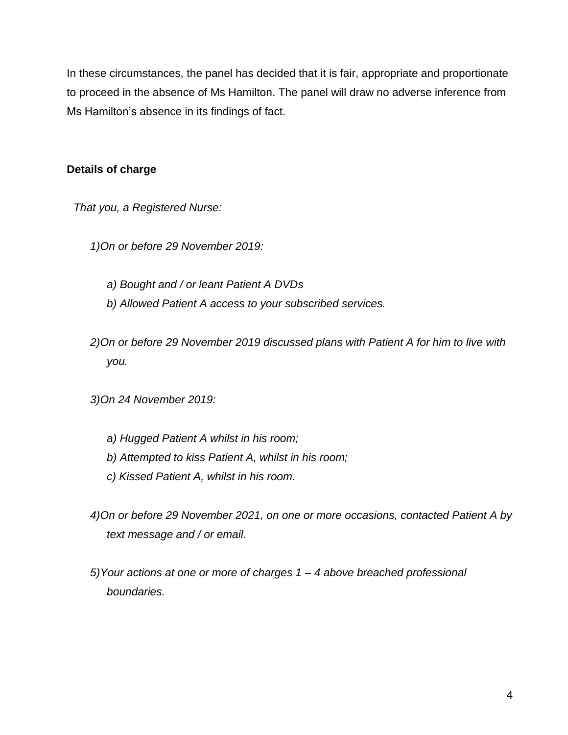In these circumstances, the panel has decided that it is fair, appropriate and proportionate to proceed in the absence of Ms Hamilton. The panel will draw no adverse inference from Ms Hamilton's absence in its findings of fact.

**Details of charge**

*That you, a Registered Nurse:*

*1) On or before 29 November 2019:*

*a) Bought and / or leant Patient A DVDs*
*b) Allowed Patient A access to your subscribed services.*

*2) On or before 29 November 2019 discussed plans with Patient A for him to live with you.*

*3) On 24 November 2019:*

*a) Hugged Patient A whilst in his room;*
*b) Attempted to kiss Patient A, whilst in his room;*
*c) Kissed Patient A, whilst in his room.*

*4) On or before 29 November 2021, on one or more occasions, contacted Patient A by text message and / or email.*

*5) Your actions at one or more of charges 1 – 4 above breached professional boundaries.*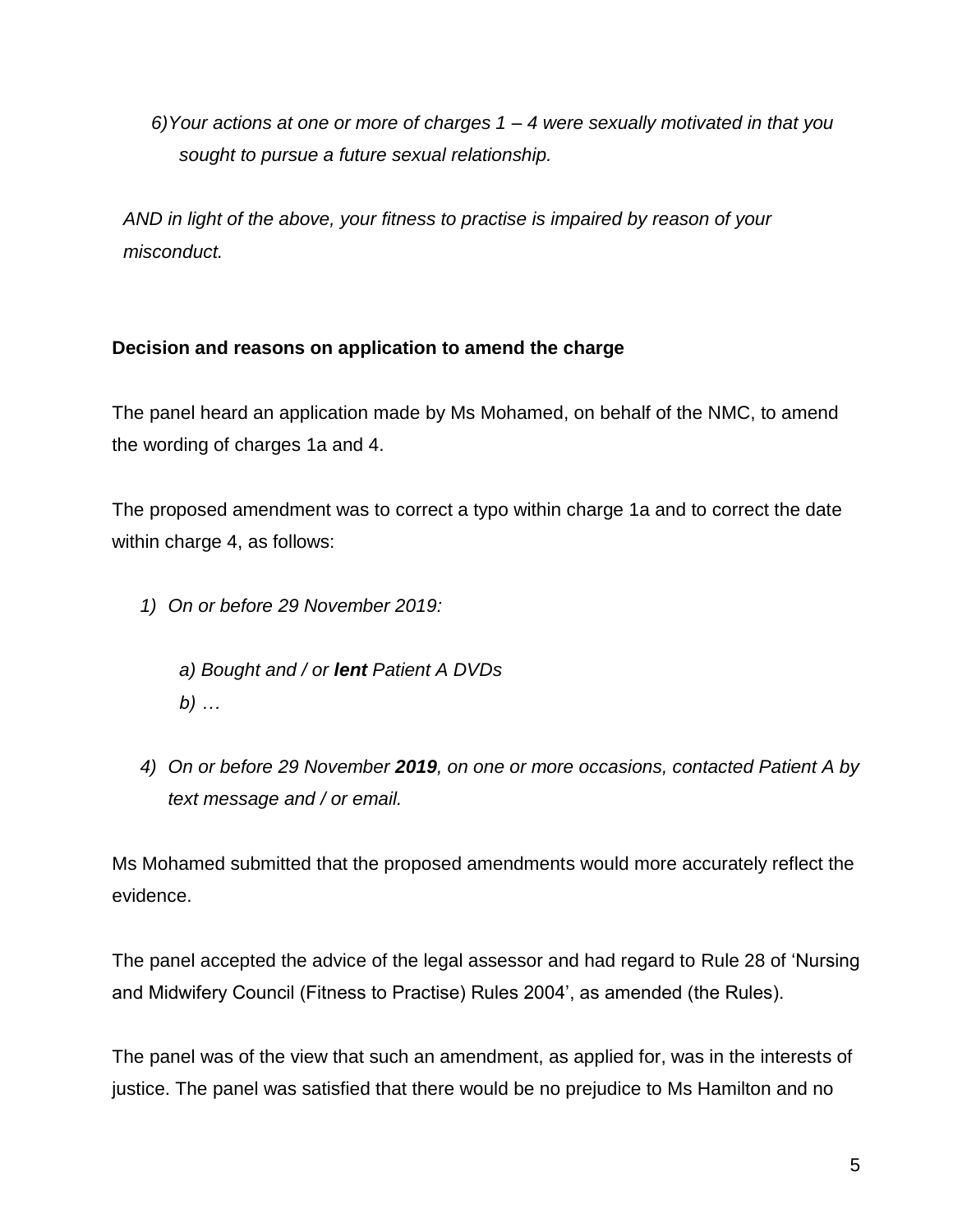*6) Your actions at one or more of charges 1 – 4 were sexually motivated in that you sought to pursue a future sexual relationship.*

*AND in light of the above, your fitness to practise is impaired by reason of your misconduct.*

**Decision and reasons on application to amend the charge**

The panel heard an application made by Ms Mohamed, on behalf of the NMC, to amend the wording of charges 1a and 4.

The proposed amendment was to correct a typo within charge 1a and to correct the date within charge 4, as follows:

*1) On or before 29 November 2019:*

> *a) Bought and / or **lent** Patient A DVDs*
> *b) …*

*4) On or before 29 November **2019**, on one or more occasions, contacted Patient A by text message and / or email.*

Ms Mohamed submitted that the proposed amendments would more accurately reflect the evidence.

The panel accepted the advice of the legal assessor and had regard to Rule 28 of 'Nursing and Midwifery Council (Fitness to Practise) Rules 2004', as amended (the Rules).

The panel was of the view that such an amendment, as applied for, was in the interests of justice. The panel was satisfied that there would be no prejudice to Ms Hamilton and no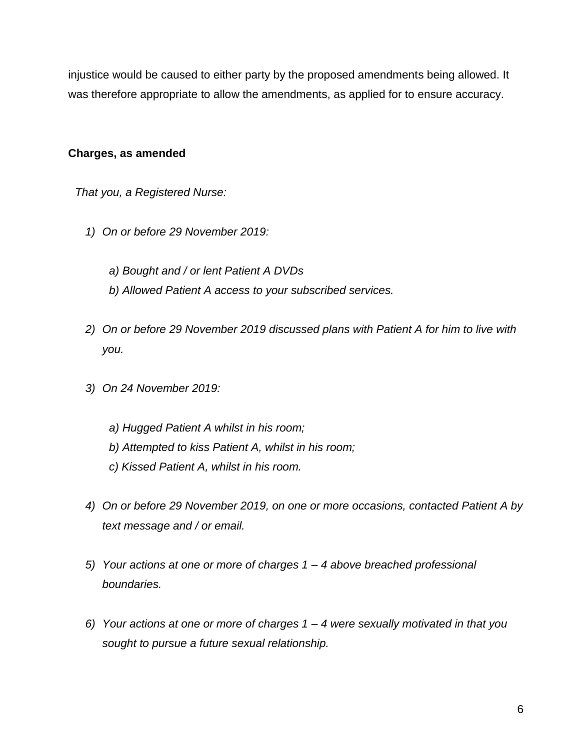injustice would be caused to either party by the proposed amendments being allowed. It was therefore appropriate to allow the amendments, as applied for to ensure accuracy.

**Charges, as amended**

*That you, a Registered Nurse:*

1) *On or before 29 November 2019:*

   *a) Bought and / or lent Patient A DVDs*
   
   *b) Allowed Patient A access to your subscribed services.*

2) *On or before 29 November 2019 discussed plans with Patient A for him to live with you.*

3) *On 24 November 2019:*

   *a) Hugged Patient A whilst in his room;*
   
   *b) Attempted to kiss Patient A, whilst in his room;*
   
   *c) Kissed Patient A, whilst in his room.*

4) *On or before 29 November 2019, on one or more occasions, contacted Patient A by text message and / or email.*

5) *Your actions at one or more of charges 1 – 4 above breached professional boundaries.*

6) *Your actions at one or more of charges 1 – 4 were sexually motivated in that you sought to pursue a future sexual relationship.*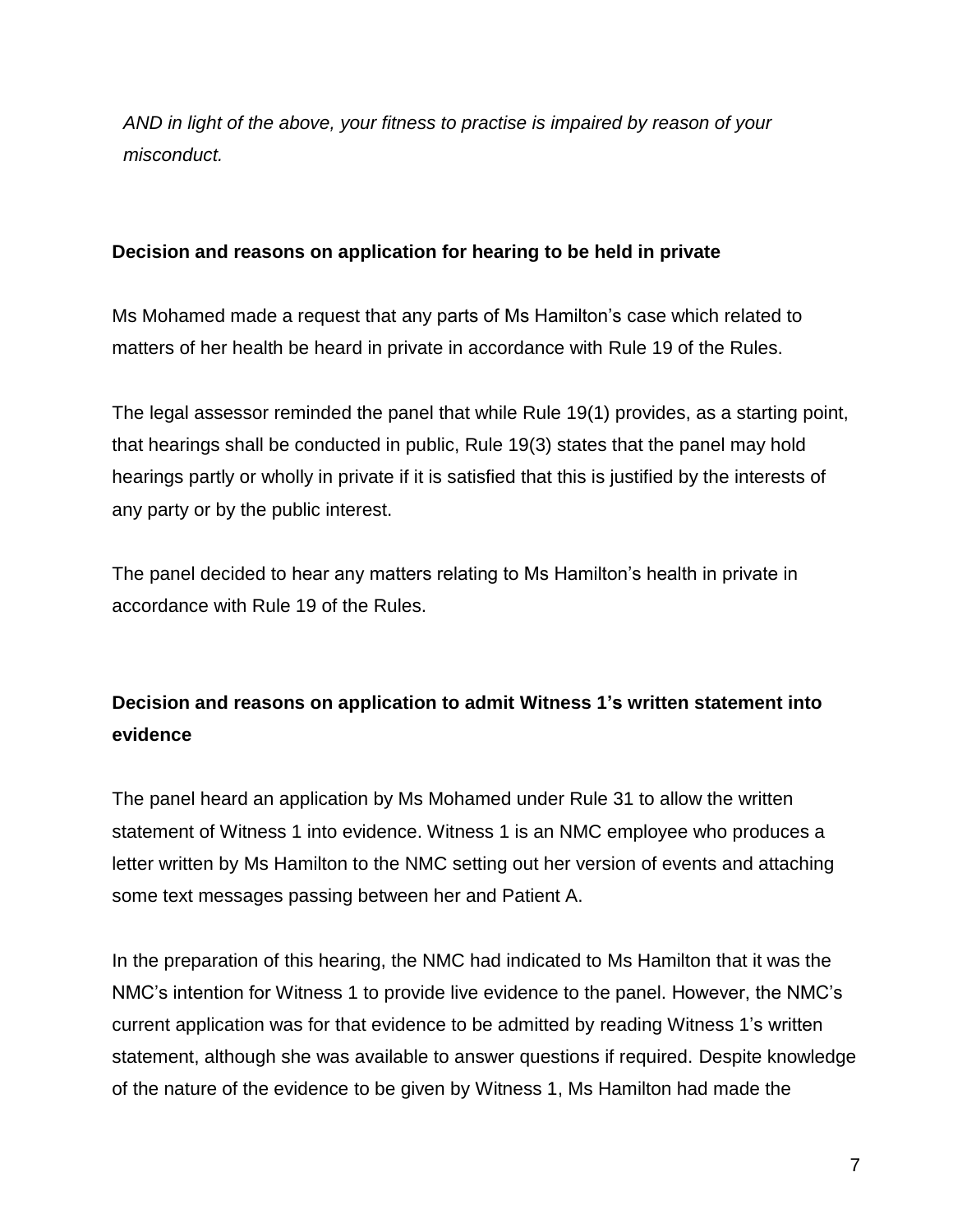*AND in light of the above, your fitness to practise is impaired by reason of your misconduct.*

**Decision and reasons on application for hearing to be held in private**

Ms Mohamed made a request that any parts of Ms Hamilton's case which related to matters of her health be heard in private in accordance with Rule 19 of the Rules.

The legal assessor reminded the panel that while Rule 19(1) provides, as a starting point, that hearings shall be conducted in public, Rule 19(3) states that the panel may hold hearings partly or wholly in private if it is satisfied that this is justified by the interests of any party or by the public interest.

The panel decided to hear any matters relating to Ms Hamilton's health in private in accordance with Rule 19 of the Rules.

**Decision and reasons on application to admit Witness 1's written statement into evidence**

The panel heard an application by Ms Mohamed under Rule 31 to allow the written statement of Witness 1 into evidence. Witness 1 is an NMC employee who produces a letter written by Ms Hamilton to the NMC setting out her version of events and attaching some text messages passing between her and Patient A.

In the preparation of this hearing, the NMC had indicated to Ms Hamilton that it was the NMC's intention for Witness 1 to provide live evidence to the panel. However, the NMC's current application was for that evidence to be admitted by reading Witness 1's written statement, although she was available to answer questions if required. Despite knowledge of the nature of the evidence to be given by Witness 1, Ms Hamilton had made the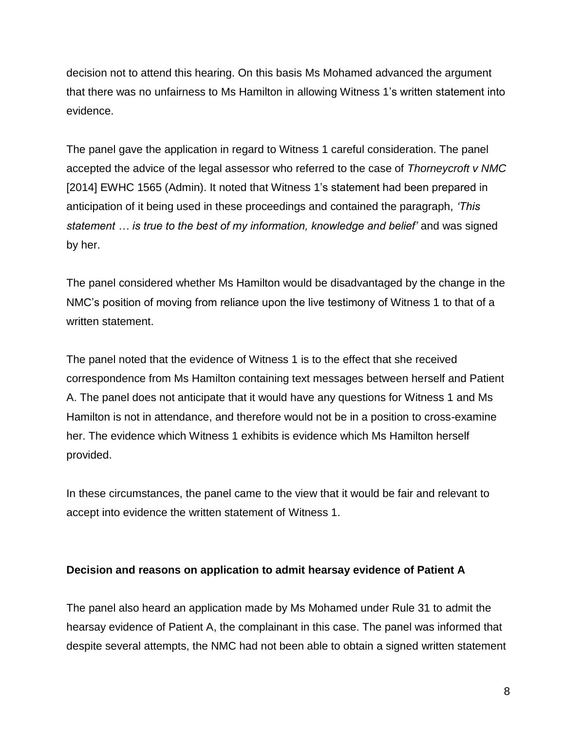decision not to attend this hearing. On this basis Ms Mohamed advanced the argument that there was no unfairness to Ms Hamilton in allowing Witness 1's written statement into evidence.

The panel gave the application in regard to Witness 1 careful consideration. The panel accepted the advice of the legal assessor who referred to the case of *Thorneycroft v NMC* [2014] EWHC 1565 (Admin). It noted that Witness 1's statement had been prepared in anticipation of it being used in these proceedings and contained the paragraph, *'This statement … is true to the best of my information, knowledge and belief'* and was signed by her.

The panel considered whether Ms Hamilton would be disadvantaged by the change in the NMC's position of moving from reliance upon the live testimony of Witness 1 to that of a written statement.

The panel noted that the evidence of Witness 1 is to the effect that she received correspondence from Ms Hamilton containing text messages between herself and Patient A. The panel does not anticipate that it would have any questions for Witness 1 and Ms Hamilton is not in attendance, and therefore would not be in a position to cross-examine her. The evidence which Witness 1 exhibits is evidence which Ms Hamilton herself provided.

In these circumstances, the panel came to the view that it would be fair and relevant to accept into evidence the written statement of Witness 1.

**Decision and reasons on application to admit hearsay evidence of Patient A**

The panel also heard an application made by Ms Mohamed under Rule 31 to admit the hearsay evidence of Patient A, the complainant in this case. The panel was informed that despite several attempts, the NMC had not been able to obtain a signed written statement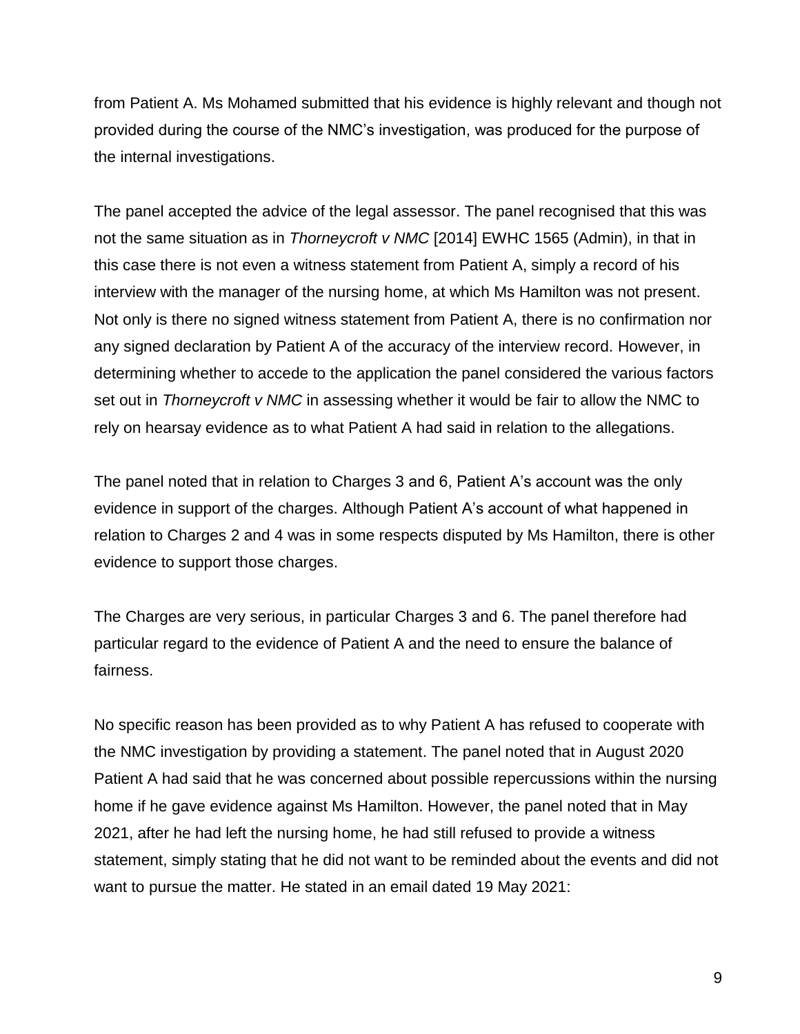from Patient A. Ms Mohamed submitted that his evidence is highly relevant and though not provided during the course of the NMC's investigation, was produced for the purpose of the internal investigations.

The panel accepted the advice of the legal assessor. The panel recognised that this was not the same situation as in *Thorneycroft v NMC* [2014] EWHC 1565 (Admin), in that in this case there is not even a witness statement from Patient A, simply a record of his interview with the manager of the nursing home, at which Ms Hamilton was not present. Not only is there no signed witness statement from Patient A, there is no confirmation nor any signed declaration by Patient A of the accuracy of the interview record. However, in determining whether to accede to the application the panel considered the various factors set out in *Thorneycroft v NMC* in assessing whether it would be fair to allow the NMC to rely on hearsay evidence as to what Patient A had said in relation to the allegations.

The panel noted that in relation to Charges 3 and 6, Patient A's account was the only evidence in support of the charges. Although Patient A's account of what happened in relation to Charges 2 and 4 was in some respects disputed by Ms Hamilton, there is other evidence to support those charges.

The Charges are very serious, in particular Charges 3 and 6. The panel therefore had particular regard to the evidence of Patient A and the need to ensure the balance of fairness.

No specific reason has been provided as to why Patient A has refused to cooperate with the NMC investigation by providing a statement. The panel noted that in August 2020 Patient A had said that he was concerned about possible repercussions within the nursing home if he gave evidence against Ms Hamilton. However, the panel noted that in May 2021, after he had left the nursing home, he had still refused to provide a witness statement, simply stating that he did not want to be reminded about the events and did not want to pursue the matter. He stated in an email dated 19 May 2021: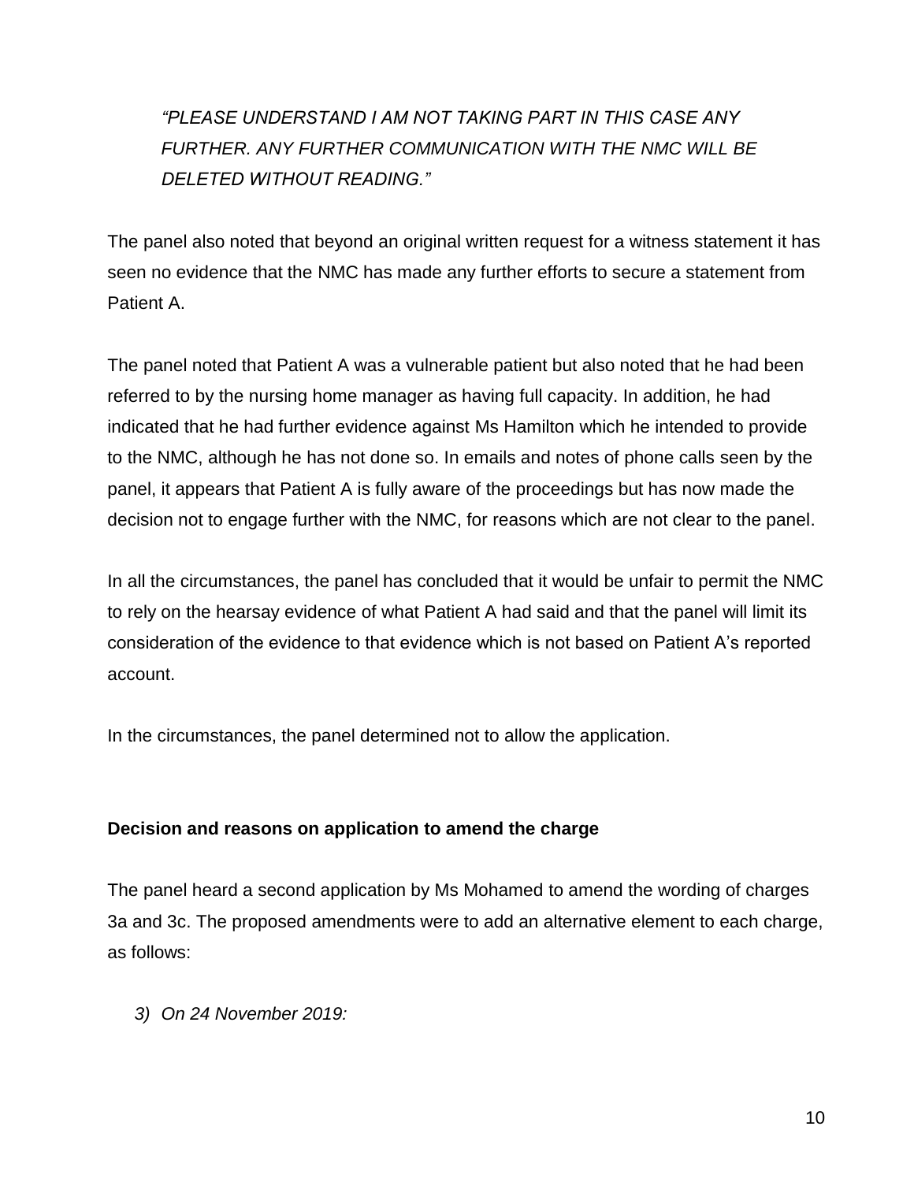*"PLEASE UNDERSTAND I AM NOT TAKING PART IN THIS CASE ANY FURTHER. ANY FURTHER COMMUNICATION WITH THE NMC WILL BE DELETED WITHOUT READING."*

The panel also noted that beyond an original written request for a witness statement it has seen no evidence that the NMC has made any further efforts to secure a statement from Patient A.

The panel noted that Patient A was a vulnerable patient but also noted that he had been referred to by the nursing home manager as having full capacity. In addition, he had indicated that he had further evidence against Ms Hamilton which he intended to provide to the NMC, although he has not done so. In emails and notes of phone calls seen by the panel, it appears that Patient A is fully aware of the proceedings but has now made the decision not to engage further with the NMC, for reasons which are not clear to the panel.

In all the circumstances, the panel has concluded that it would be unfair to permit the NMC to rely on the hearsay evidence of what Patient A had said and that the panel will limit its consideration of the evidence to that evidence which is not based on Patient A's reported account.

In the circumstances, the panel determined not to allow the application.

**Decision and reasons on application to amend the charge**

The panel heard a second application by Ms Mohamed to amend the wording of charges 3a and 3c. The proposed amendments were to add an alternative element to each charge, as follows:

*3) On 24 November 2019:*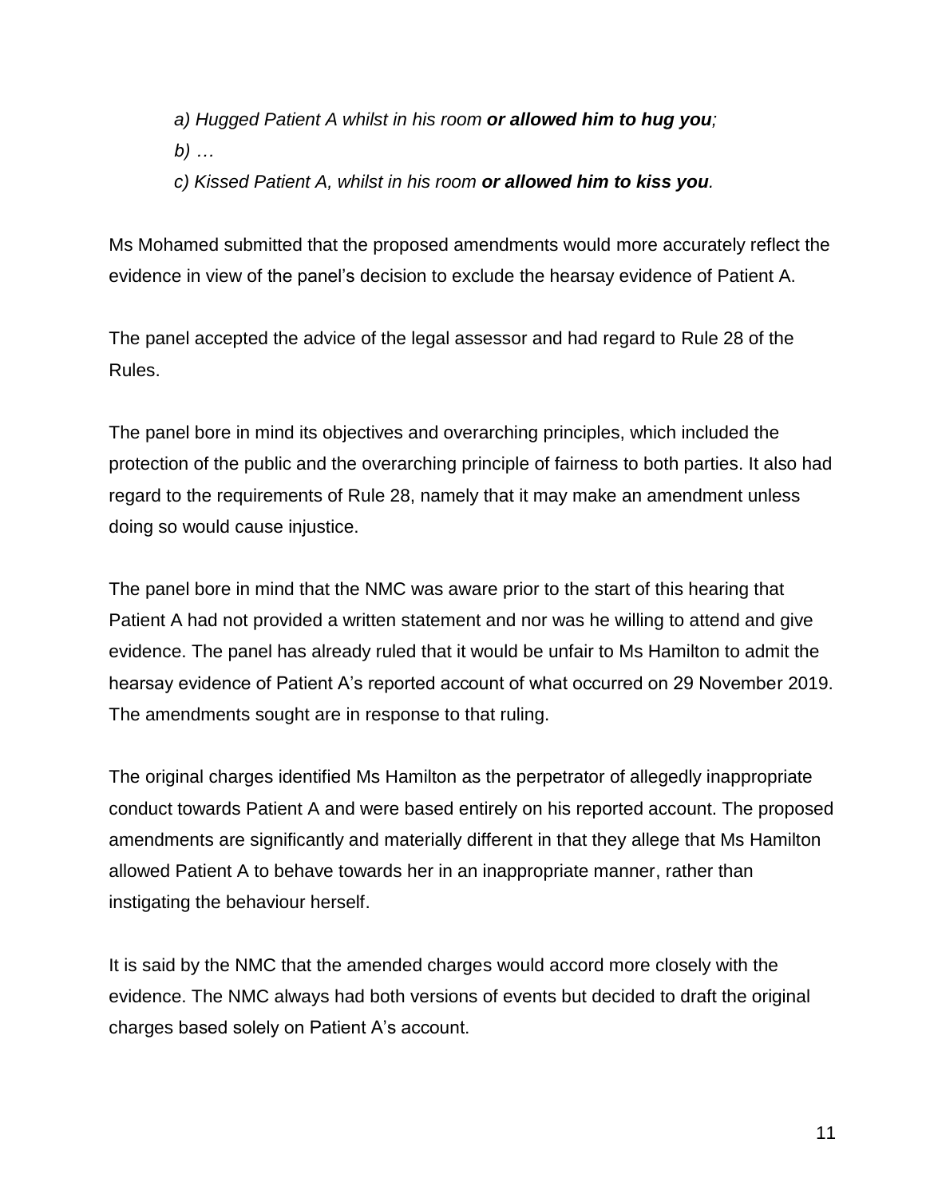*a) Hugged Patient A whilst in his room **or allowed him to hug you**;*

*b) …*

*c) Kissed Patient A, whilst in his room **or allowed him to kiss you**.*

Ms Mohamed submitted that the proposed amendments would more accurately reflect the evidence in view of the panel's decision to exclude the hearsay evidence of Patient A.

The panel accepted the advice of the legal assessor and had regard to Rule 28 of the Rules.

The panel bore in mind its objectives and overarching principles, which included the protection of the public and the overarching principle of fairness to both parties. It also had regard to the requirements of Rule 28, namely that it may make an amendment unless doing so would cause injustice.

The panel bore in mind that the NMC was aware prior to the start of this hearing that Patient A had not provided a written statement and nor was he willing to attend and give evidence. The panel has already ruled that it would be unfair to Ms Hamilton to admit the hearsay evidence of Patient A's reported account of what occurred on 29 November 2019. The amendments sought are in response to that ruling.

The original charges identified Ms Hamilton as the perpetrator of allegedly inappropriate conduct towards Patient A and were based entirely on his reported account. The proposed amendments are significantly and materially different in that they allege that Ms Hamilton allowed Patient A to behave towards her in an inappropriate manner, rather than instigating the behaviour herself.

It is said by the NMC that the amended charges would accord more closely with the evidence. The NMC always had both versions of events but decided to draft the original charges based solely on Patient A's account.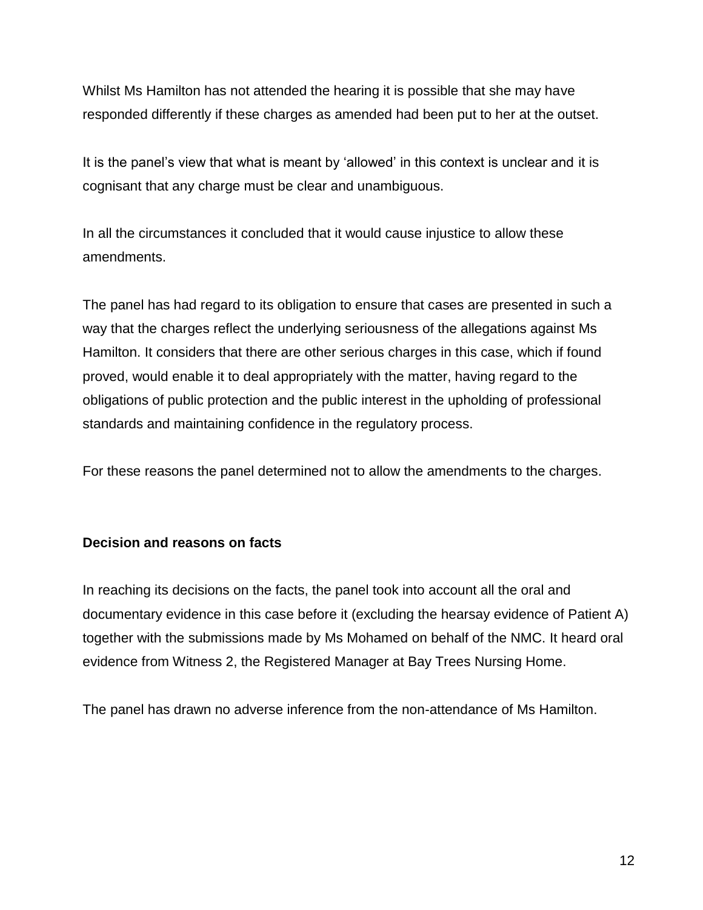Whilst Ms Hamilton has not attended the hearing it is possible that she may have responded differently if these charges as amended had been put to her at the outset.

It is the panel's view that what is meant by 'allowed' in this context is unclear and it is cognisant that any charge must be clear and unambiguous.

In all the circumstances it concluded that it would cause injustice to allow these amendments.

The panel has had regard to its obligation to ensure that cases are presented in such a way that the charges reflect the underlying seriousness of the allegations against Ms Hamilton. It considers that there are other serious charges in this case, which if found proved, would enable it to deal appropriately with the matter, having regard to the obligations of public protection and the public interest in the upholding of professional standards and maintaining confidence in the regulatory process.

For these reasons the panel determined not to allow the amendments to the charges.

**Decision and reasons on facts**

In reaching its decisions on the facts, the panel took into account all the oral and documentary evidence in this case before it (excluding the hearsay evidence of Patient A) together with the submissions made by Ms Mohamed on behalf of the NMC. It heard oral evidence from Witness 2, the Registered Manager at Bay Trees Nursing Home.

The panel has drawn no adverse inference from the non-attendance of Ms Hamilton.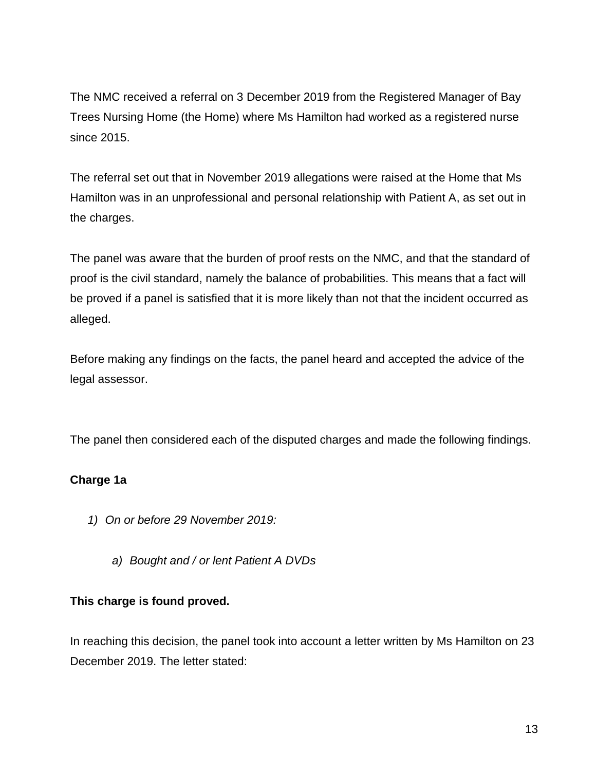The NMC received a referral on 3 December 2019 from the Registered Manager of Bay Trees Nursing Home (the Home) where Ms Hamilton had worked as a registered nurse since 2015.

The referral set out that in November 2019 allegations were raised at the Home that Ms Hamilton was in an unprofessional and personal relationship with Patient A, as set out in the charges.

The panel was aware that the burden of proof rests on the NMC, and that the standard of proof is the civil standard, namely the balance of probabilities. This means that a fact will be proved if a panel is satisfied that it is more likely than not that the incident occurred as alleged.

Before making any findings on the facts, the panel heard and accepted the advice of the legal assessor.

The panel then considered each of the disputed charges and made the following findings.

**Charge 1a**

1) *On or before 29 November 2019:*

   a) *Bought and / or lent Patient A DVDs*

**This charge is found proved.**

In reaching this decision, the panel took into account a letter written by Ms Hamilton on 23 December 2019. The letter stated: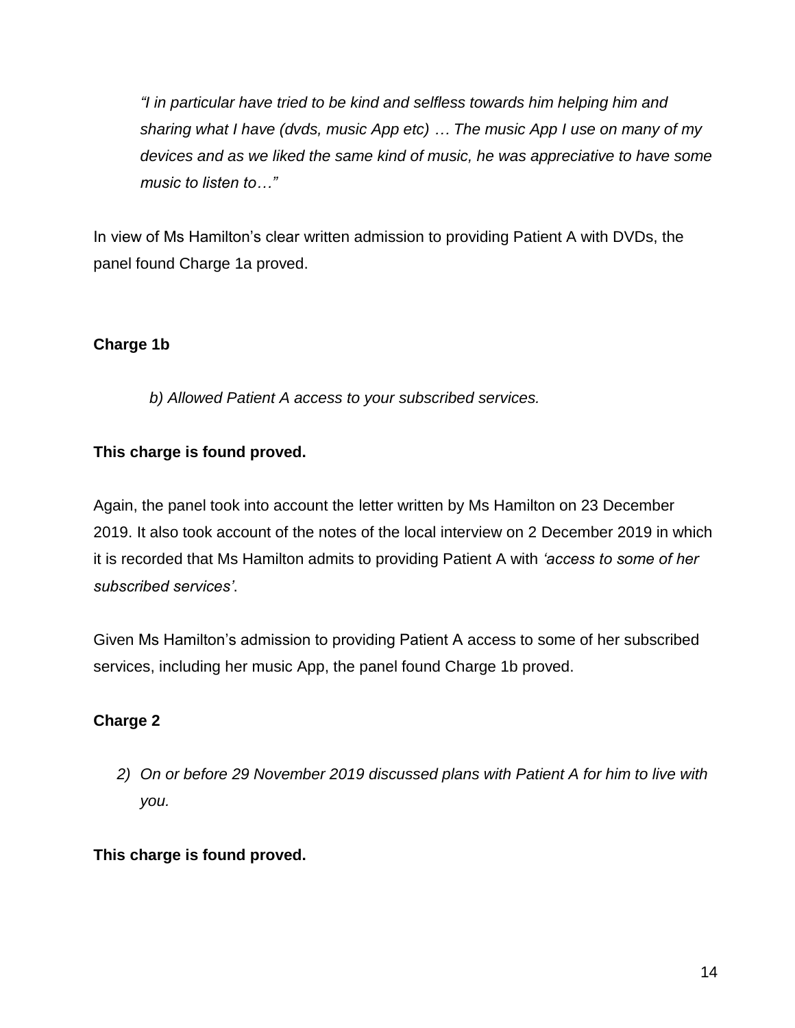*"I in particular have tried to be kind and selfless towards him helping him and sharing what I have (dvds, music App etc) … The music App I use on many of my devices and as we liked the same kind of music, he was appreciative to have some music to listen to…"*

In view of Ms Hamilton's clear written admission to providing Patient A with DVDs, the panel found Charge 1a proved.

**Charge 1b**

*b) Allowed Patient A access to your subscribed services.*

**This charge is found proved.**

Again, the panel took into account the letter written by Ms Hamilton on 23 December 2019. It also took account of the notes of the local interview on 2 December 2019 in which it is recorded that Ms Hamilton admits to providing Patient A with *'access to some of her subscribed services'*.

Given Ms Hamilton's admission to providing Patient A access to some of her subscribed services, including her music App, the panel found Charge 1b proved.

**Charge 2**

2) *On or before 29 November 2019 discussed plans with Patient A for him to live with you.*

**This charge is found proved.**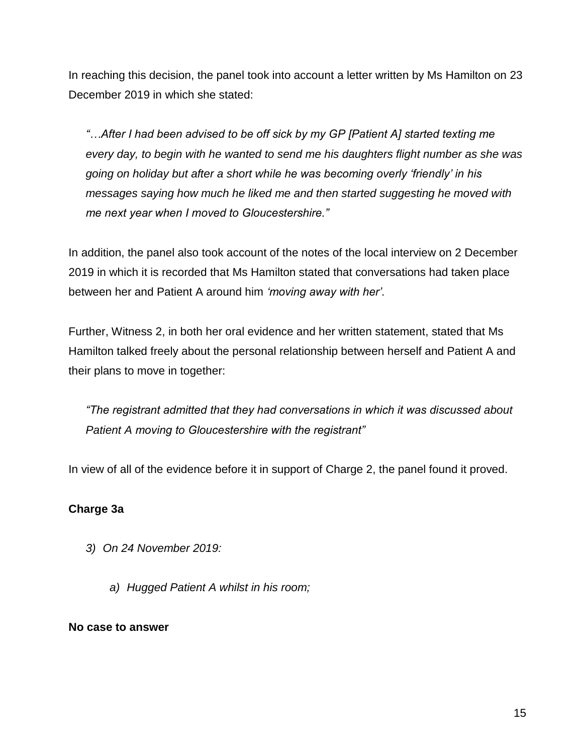In reaching this decision, the panel took into account a letter written by Ms Hamilton on 23 December 2019 in which she stated:

> *"…After I had been advised to be off sick by my GP [Patient A] started texting me every day, to begin with he wanted to send me his daughters flight number as she was going on holiday but after a short while he was becoming overly 'friendly' in his messages saying how much he liked me and then started suggesting he moved with me next year when I moved to Gloucestershire."*

In addition, the panel also took account of the notes of the local interview on 2 December 2019 in which it is recorded that Ms Hamilton stated that conversations had taken place between her and Patient A around him *'moving away with her'*.

Further, Witness 2, in both her oral evidence and her written statement, stated that Ms Hamilton talked freely about the personal relationship between herself and Patient A and their plans to move in together:

> *"The registrant admitted that they had conversations in which it was discussed about Patient A moving to Gloucestershire with the registrant"*

In view of all of the evidence before it in support of Charge 2, the panel found it proved.

**Charge 3a**

*3) On 24 November 2019:*

> *a) Hugged Patient A whilst in his room;*

**No case to answer**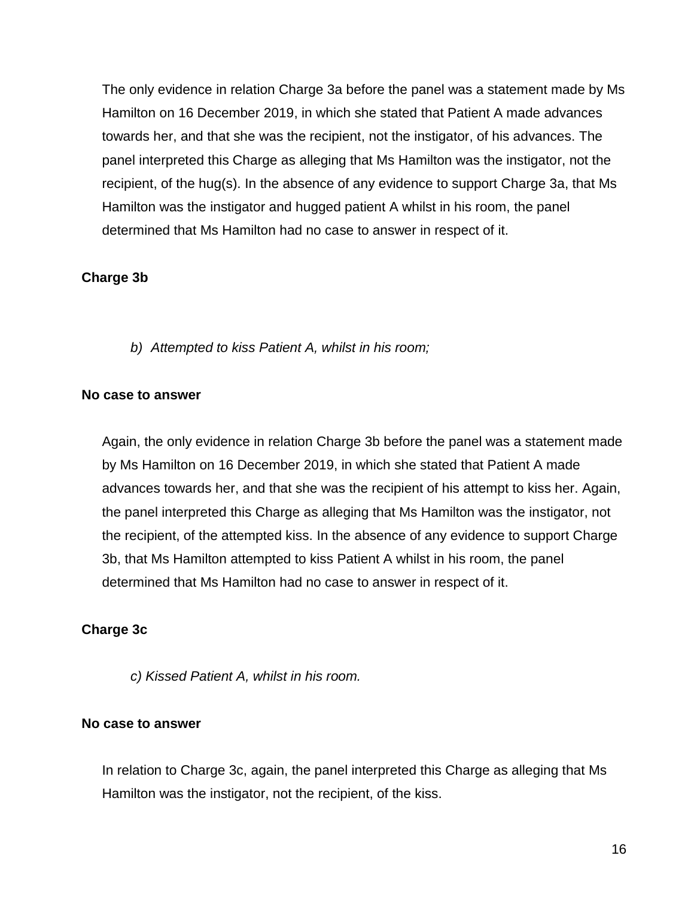The only evidence in relation Charge 3a before the panel was a statement made by Ms Hamilton on 16 December 2019, in which she stated that Patient A made advances towards her, and that she was the recipient, not the instigator, of his advances. The panel interpreted this Charge as alleging that Ms Hamilton was the instigator, not the recipient, of the hug(s). In the absence of any evidence to support Charge 3a, that Ms Hamilton was the instigator and hugged patient A whilst in his room, the panel determined that Ms Hamilton had no case to answer in respect of it.

**Charge 3b**

*b) Attempted to kiss Patient A, whilst in his room;*

**No case to answer**

Again, the only evidence in relation Charge 3b before the panel was a statement made by Ms Hamilton on 16 December 2019, in which she stated that Patient A made advances towards her, and that she was the recipient of his attempt to kiss her. Again, the panel interpreted this Charge as alleging that Ms Hamilton was the instigator, not the recipient, of the attempted kiss. In the absence of any evidence to support Charge 3b, that Ms Hamilton attempted to kiss Patient A whilst in his room, the panel determined that Ms Hamilton had no case to answer in respect of it.

**Charge 3c**

*c) Kissed Patient A, whilst in his room.*

**No case to answer**

In relation to Charge 3c, again, the panel interpreted this Charge as alleging that Ms Hamilton was the instigator, not the recipient, of the kiss.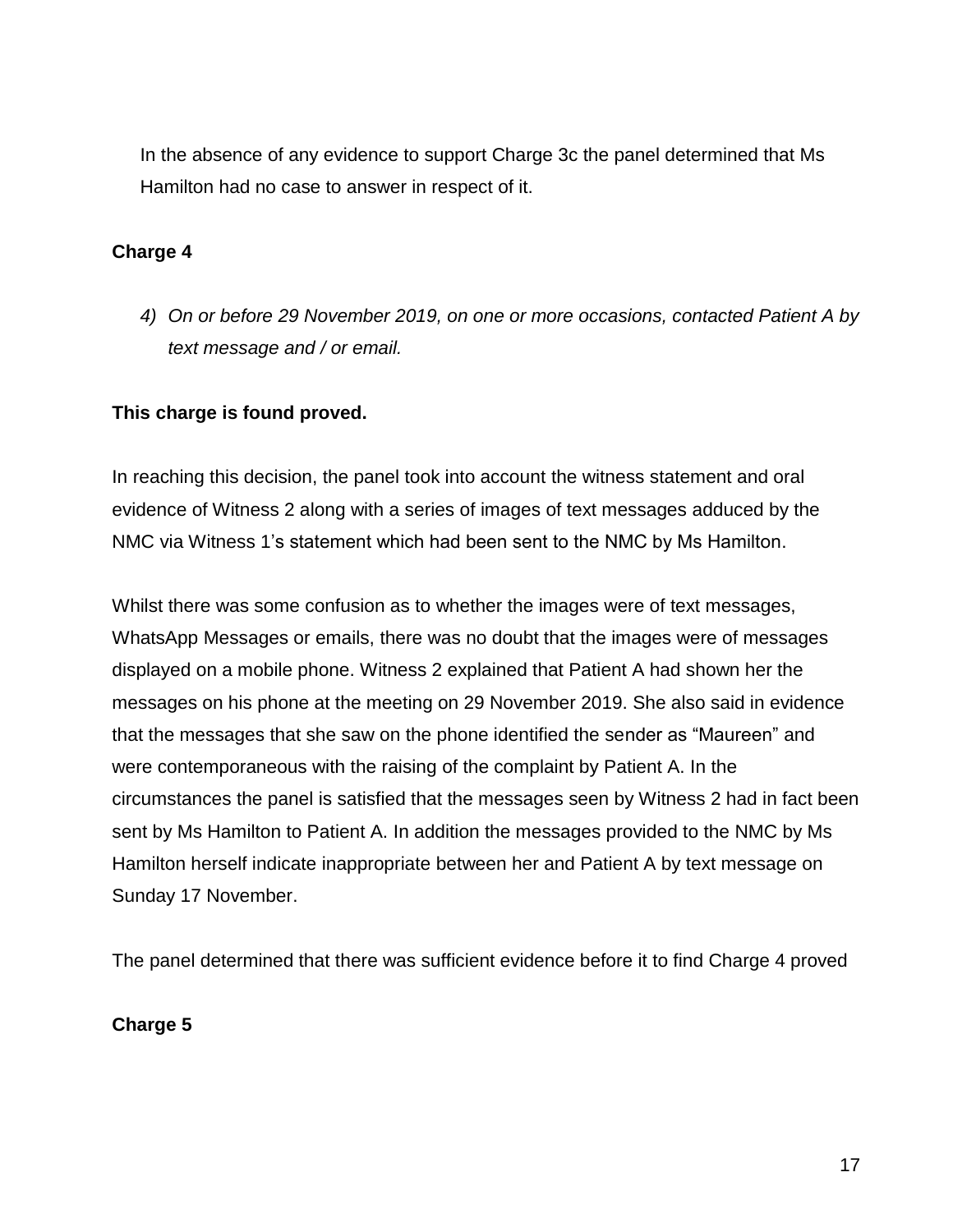In the absence of any evidence to support Charge 3c the panel determined that Ms Hamilton had no case to answer in respect of it.

**Charge 4**

*4) On or before 29 November 2019, on one or more occasions, contacted Patient A by text message and / or email.*

**This charge is found proved.**

In reaching this decision, the panel took into account the witness statement and oral evidence of Witness 2 along with a series of images of text messages adduced by the NMC via Witness 1's statement which had been sent to the NMC by Ms Hamilton.

Whilst there was some confusion as to whether the images were of text messages, WhatsApp Messages or emails, there was no doubt that the images were of messages displayed on a mobile phone. Witness 2 explained that Patient A had shown her the messages on his phone at the meeting on 29 November 2019. She also said in evidence that the messages that she saw on the phone identified the sender as "Maureen" and were contemporaneous with the raising of the complaint by Patient A. In the circumstances the panel is satisfied that the messages seen by Witness 2 had in fact been sent by Ms Hamilton to Patient A. In addition the messages provided to the NMC by Ms Hamilton herself indicate inappropriate between her and Patient A by text message on Sunday 17 November.

The panel determined that there was sufficient evidence before it to find Charge 4 proved

**Charge 5**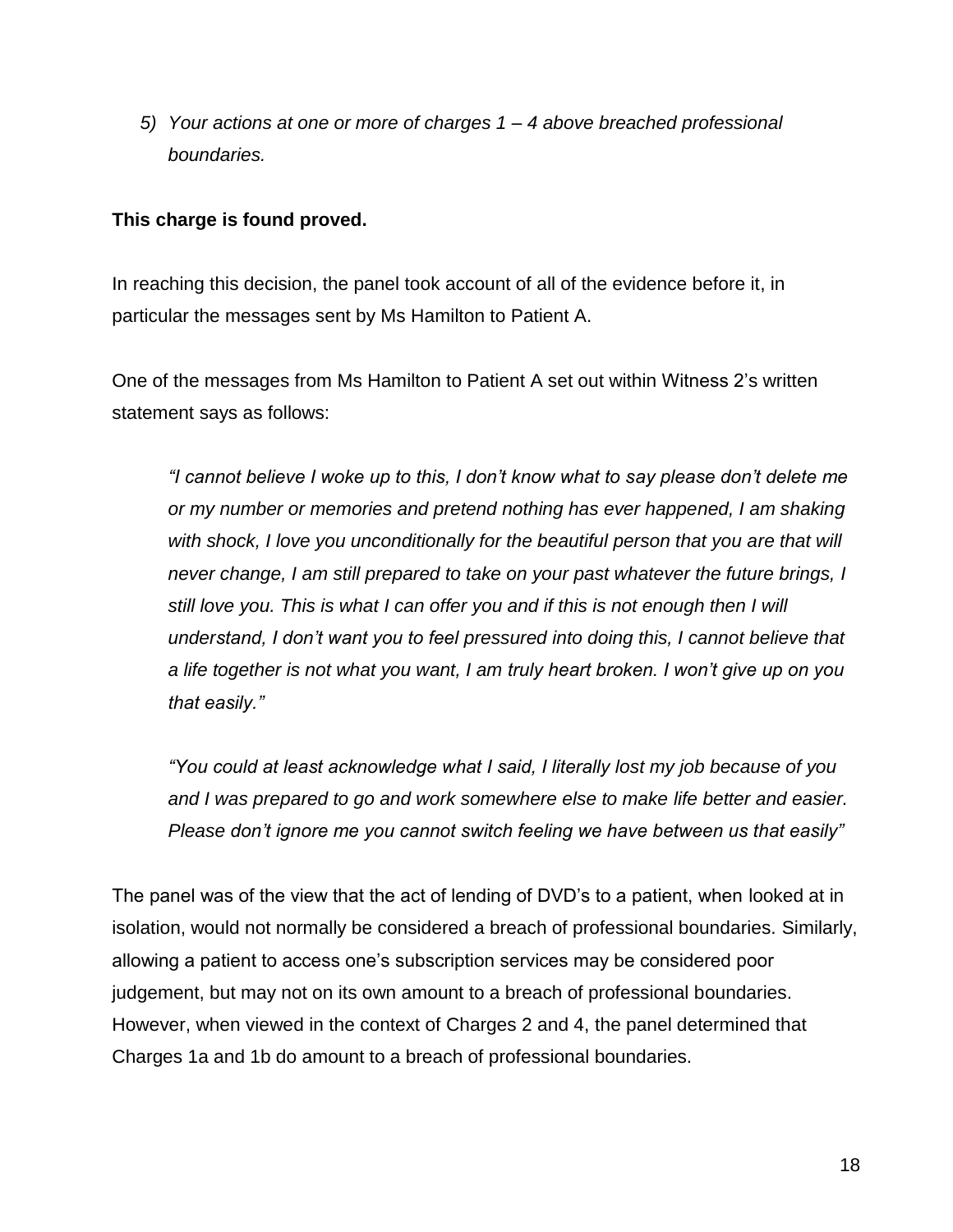*5) Your actions at one or more of charges 1 – 4 above breached professional boundaries.*

**This charge is found proved.**

In reaching this decision, the panel took account of all of the evidence before it, in particular the messages sent by Ms Hamilton to Patient A.

One of the messages from Ms Hamilton to Patient A set out within Witness 2's written statement says as follows:

> *"I cannot believe I woke up to this, I don't know what to say please don't delete me or my number or memories and pretend nothing has ever happened, I am shaking with shock, I love you unconditionally for the beautiful person that you are that will never change, I am still prepared to take on your past whatever the future brings, I still love you. This is what I can offer you and if this is not enough then I will understand, I don't want you to feel pressured into doing this, I cannot believe that a life together is not what you want, I am truly heart broken. I won't give up on you that easily."*
>
> *"You could at least acknowledge what I said, I literally lost my job because of you and I was prepared to go and work somewhere else to make life better and easier. Please don't ignore me you cannot switch feeling we have between us that easily"*

The panel was of the view that the act of lending of DVD's to a patient, when looked at in isolation, would not normally be considered a breach of professional boundaries. Similarly, allowing a patient to access one's subscription services may be considered poor judgement, but may not on its own amount to a breach of professional boundaries. However, when viewed in the context of Charges 2 and 4, the panel determined that Charges 1a and 1b do amount to a breach of professional boundaries.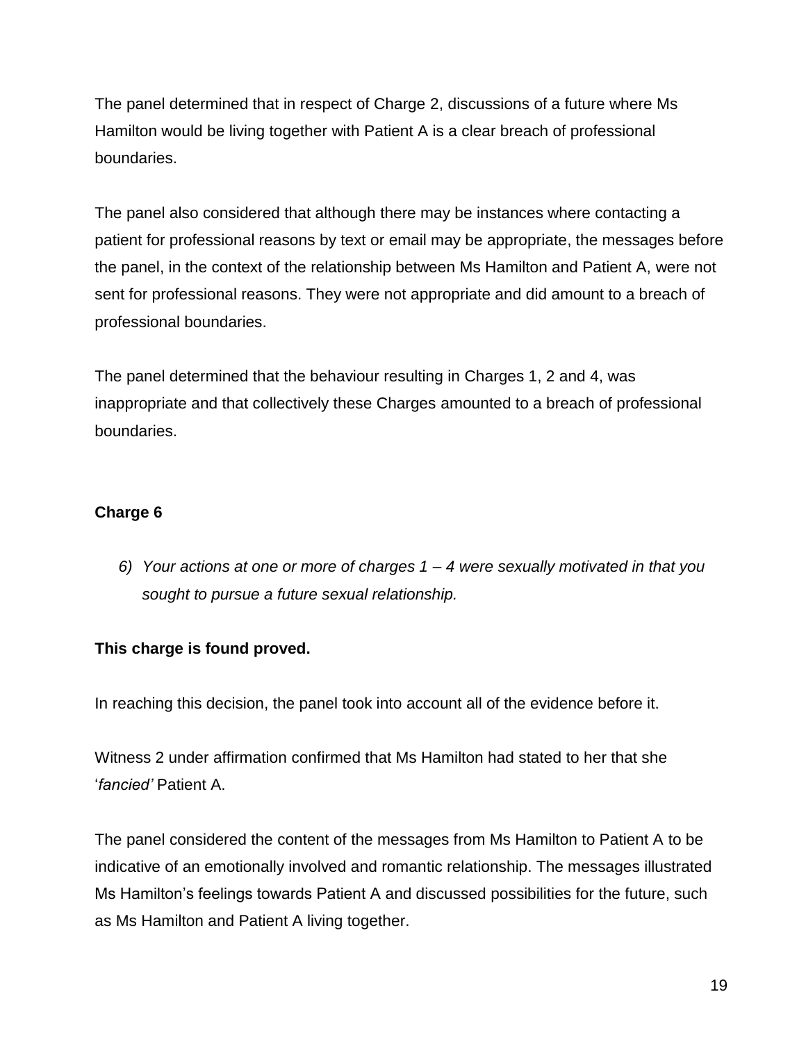The panel determined that in respect of Charge 2, discussions of a future where Ms Hamilton would be living together with Patient A is a clear breach of professional boundaries.

The panel also considered that although there may be instances where contacting a patient for professional reasons by text or email may be appropriate, the messages before the panel, in the context of the relationship between Ms Hamilton and Patient A, were not sent for professional reasons. They were not appropriate and did amount to a breach of professional boundaries.

The panel determined that the behaviour resulting in Charges 1, 2 and 4, was inappropriate and that collectively these Charges amounted to a breach of professional boundaries.

**Charge 6**

> *6) Your actions at one or more of charges 1 – 4 were sexually motivated in that you sought to pursue a future sexual relationship.*

**This charge is found proved.**

In reaching this decision, the panel took into account all of the evidence before it.

Witness 2 under affirmation confirmed that Ms Hamilton had stated to her that she '*fancied'* Patient A.

The panel considered the content of the messages from Ms Hamilton to Patient A to be indicative of an emotionally involved and romantic relationship. The messages illustrated Ms Hamilton's feelings towards Patient A and discussed possibilities for the future, such as Ms Hamilton and Patient A living together.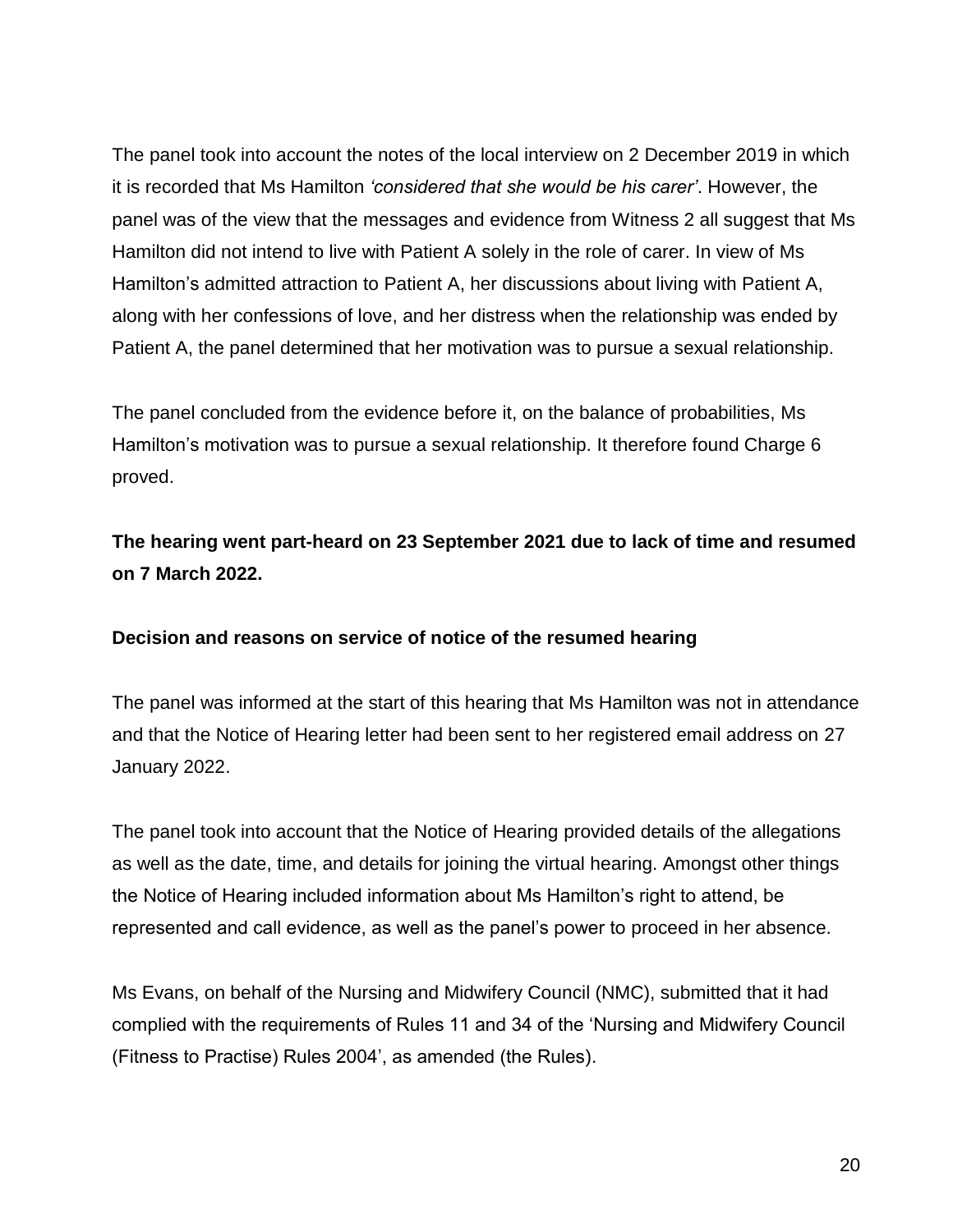The panel took into account the notes of the local interview on 2 December 2019 in which it is recorded that Ms Hamilton *'considered that she would be his carer'*. However, the panel was of the view that the messages and evidence from Witness 2 all suggest that Ms Hamilton did not intend to live with Patient A solely in the role of carer. In view of Ms Hamilton's admitted attraction to Patient A, her discussions about living with Patient A, along with her confessions of love, and her distress when the relationship was ended by Patient A, the panel determined that her motivation was to pursue a sexual relationship.

The panel concluded from the evidence before it, on the balance of probabilities, Ms Hamilton's motivation was to pursue a sexual relationship. It therefore found Charge 6 proved.

**The hearing went part-heard on 23 September 2021 due to lack of time and resumed on 7 March 2022.**

**Decision and reasons on service of notice of the resumed hearing**

The panel was informed at the start of this hearing that Ms Hamilton was not in attendance and that the Notice of Hearing letter had been sent to her registered email address on 27 January 2022.

The panel took into account that the Notice of Hearing provided details of the allegations as well as the date, time, and details for joining the virtual hearing. Amongst other things the Notice of Hearing included information about Ms Hamilton's right to attend, be represented and call evidence, as well as the panel's power to proceed in her absence.

Ms Evans, on behalf of the Nursing and Midwifery Council (NMC), submitted that it had complied with the requirements of Rules 11 and 34 of the 'Nursing and Midwifery Council (Fitness to Practise) Rules 2004', as amended (the Rules).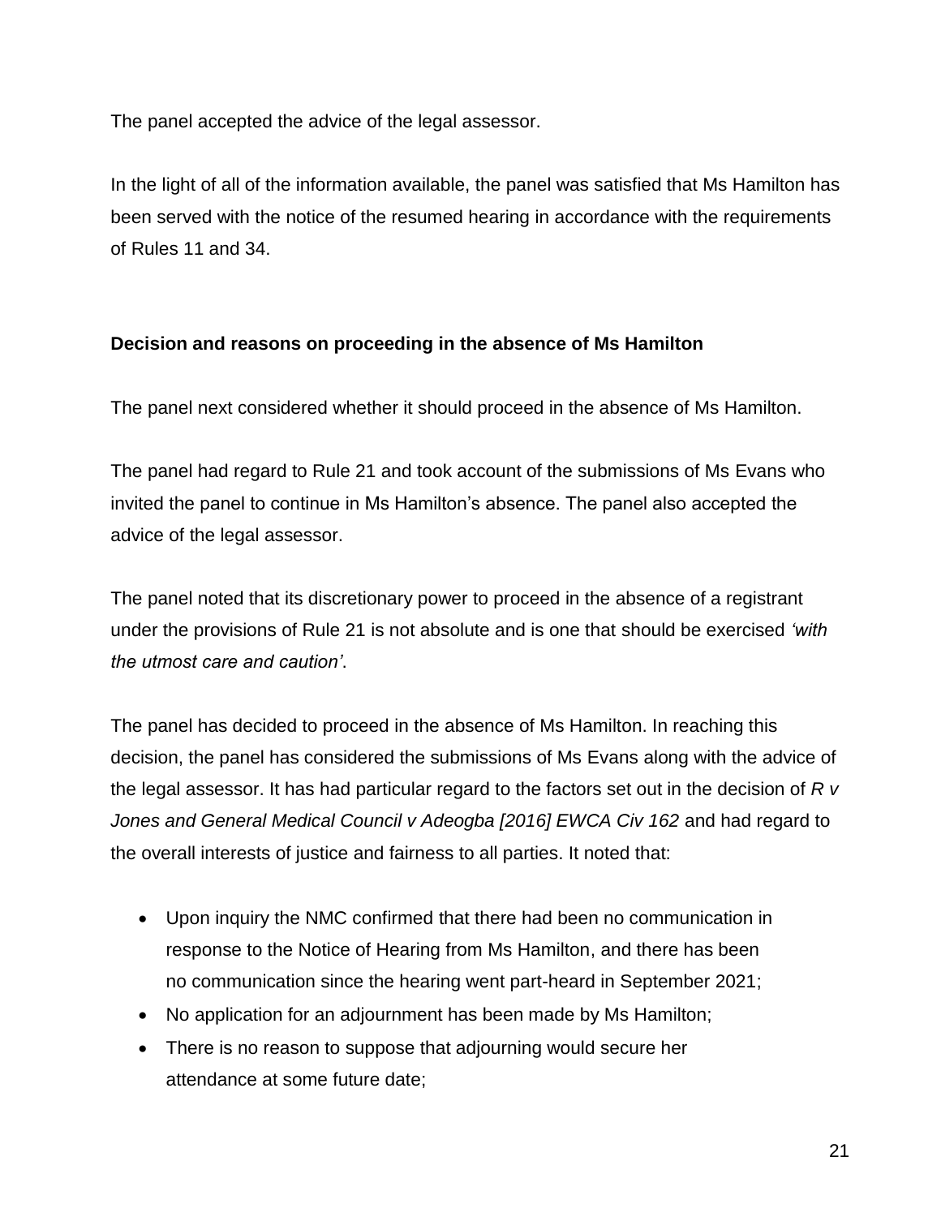The panel accepted the advice of the legal assessor.

In the light of all of the information available, the panel was satisfied that Ms Hamilton has been served with the notice of the resumed hearing in accordance with the requirements of Rules 11 and 34.

**Decision and reasons on proceeding in the absence of Ms Hamilton**

The panel next considered whether it should proceed in the absence of Ms Hamilton.

The panel had regard to Rule 21 and took account of the submissions of Ms Evans who invited the panel to continue in Ms Hamilton's absence. The panel also accepted the advice of the legal assessor.

The panel noted that its discretionary power to proceed in the absence of a registrant under the provisions of Rule 21 is not absolute and is one that should be exercised *'with the utmost care and caution'*.

The panel has decided to proceed in the absence of Ms Hamilton. In reaching this decision, the panel has considered the submissions of Ms Evans along with the advice of the legal assessor. It has had particular regard to the factors set out in the decision of *R v Jones and General Medical Council v Adeogba [2016] EWCA Civ 162* and had regard to the overall interests of justice and fairness to all parties. It noted that:

- Upon inquiry the NMC confirmed that there had been no communication in response to the Notice of Hearing from Ms Hamilton, and there has been no communication since the hearing went part-heard in September 2021;
- No application for an adjournment has been made by Ms Hamilton;
- There is no reason to suppose that adjourning would secure her attendance at some future date;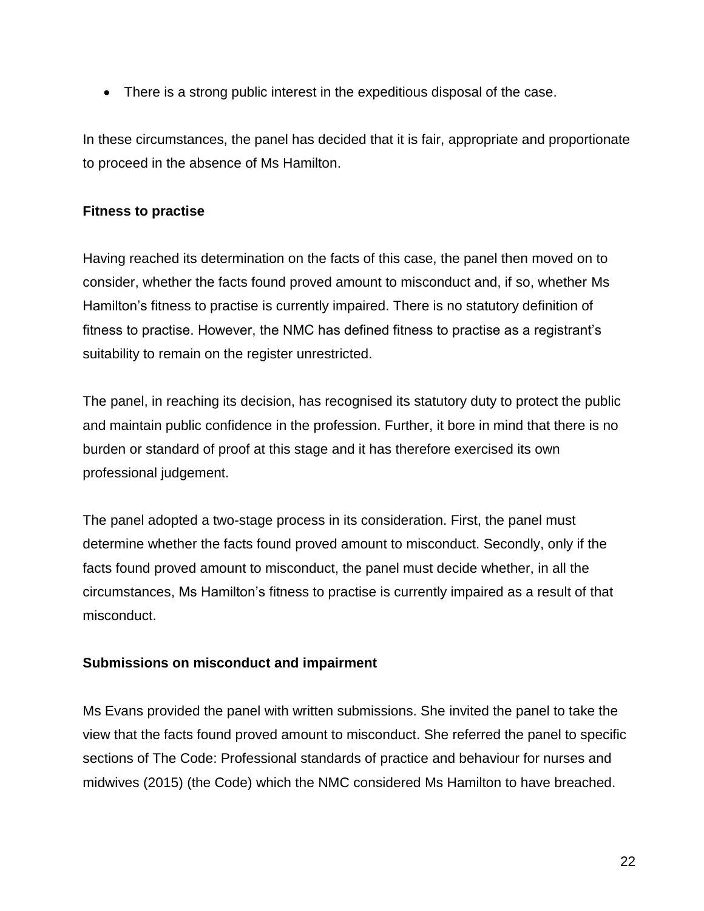- There is a strong public interest in the expeditious disposal of the case.

In these circumstances, the panel has decided that it is fair, appropriate and proportionate to proceed in the absence of Ms Hamilton.

**Fitness to practise**

Having reached its determination on the facts of this case, the panel then moved on to consider, whether the facts found proved amount to misconduct and, if so, whether Ms Hamilton's fitness to practise is currently impaired. There is no statutory definition of fitness to practise. However, the NMC has defined fitness to practise as a registrant's suitability to remain on the register unrestricted.

The panel, in reaching its decision, has recognised its statutory duty to protect the public and maintain public confidence in the profession. Further, it bore in mind that there is no burden or standard of proof at this stage and it has therefore exercised its own professional judgement.

The panel adopted a two-stage process in its consideration. First, the panel must determine whether the facts found proved amount to misconduct. Secondly, only if the facts found proved amount to misconduct, the panel must decide whether, in all the circumstances, Ms Hamilton's fitness to practise is currently impaired as a result of that misconduct.

**Submissions on misconduct and impairment**

Ms Evans provided the panel with written submissions. She invited the panel to take the view that the facts found proved amount to misconduct. She referred the panel to specific sections of The Code: Professional standards of practice and behaviour for nurses and midwives (2015) (the Code) which the NMC considered Ms Hamilton to have breached.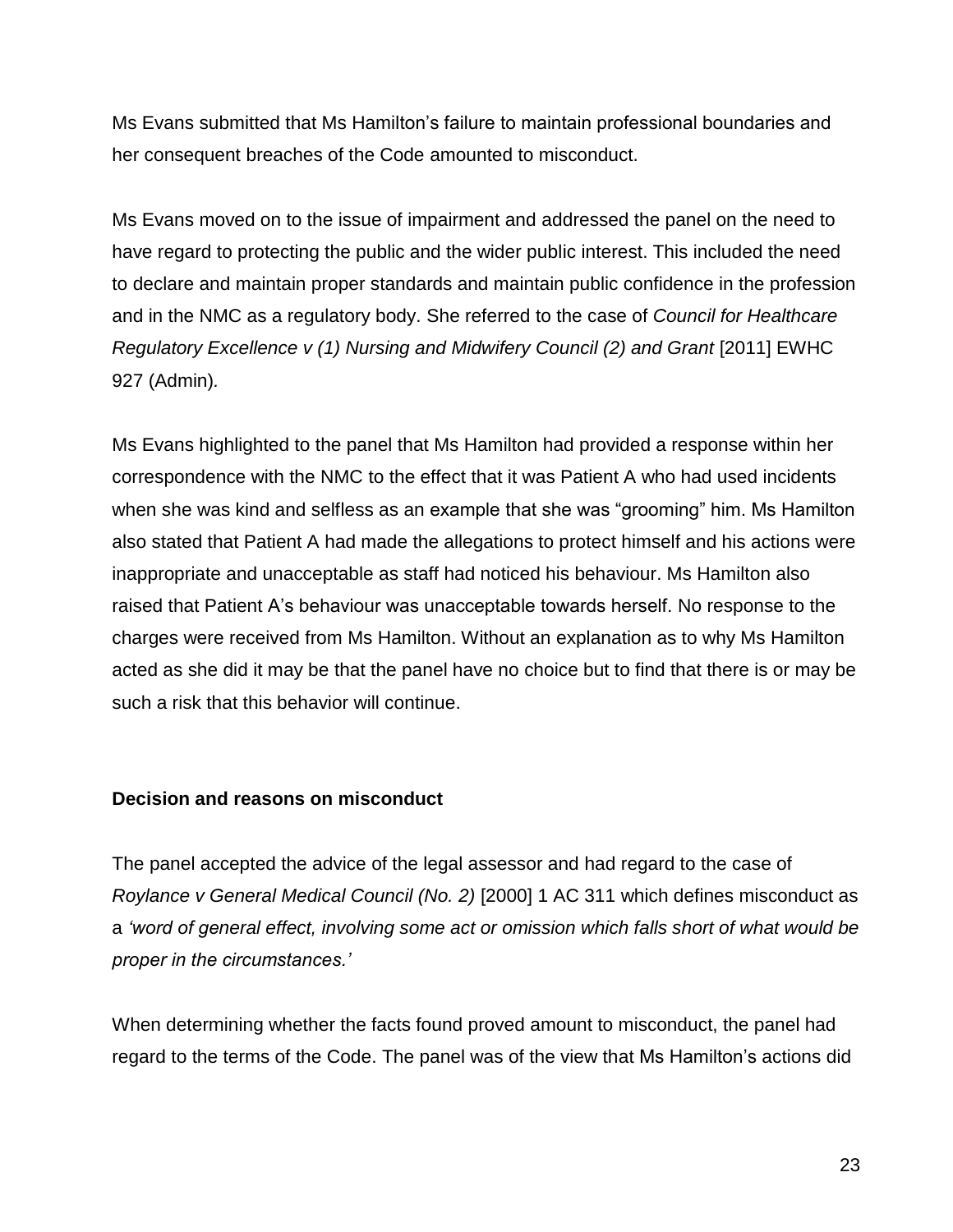Ms Evans submitted that Ms Hamilton's failure to maintain professional boundaries and her consequent breaches of the Code amounted to misconduct.

Ms Evans moved on to the issue of impairment and addressed the panel on the need to have regard to protecting the public and the wider public interest. This included the need to declare and maintain proper standards and maintain public confidence in the profession and in the NMC as a regulatory body. She referred to the case of *Council for Healthcare Regulatory Excellence v (1) Nursing and Midwifery Council (2) and Grant* [2011] EWHC 927 (Admin).

Ms Evans highlighted to the panel that Ms Hamilton had provided a response within her correspondence with the NMC to the effect that it was Patient A who had used incidents when she was kind and selfless as an example that she was "grooming" him. Ms Hamilton also stated that Patient A had made the allegations to protect himself and his actions were inappropriate and unacceptable as staff had noticed his behaviour. Ms Hamilton also raised that Patient A's behaviour was unacceptable towards herself. No response to the charges were received from Ms Hamilton. Without an explanation as to why Ms Hamilton acted as she did it may be that the panel have no choice but to find that there is or may be such a risk that this behavior will continue.

**Decision and reasons on misconduct**

The panel accepted the advice of the legal assessor and had regard to the case of *Roylance v General Medical Council (No. 2)* [2000] 1 AC 311 which defines misconduct as a *'word of general effect, involving some act or omission which falls short of what would be proper in the circumstances.'*

When determining whether the facts found proved amount to misconduct, the panel had regard to the terms of the Code. The panel was of the view that Ms Hamilton's actions did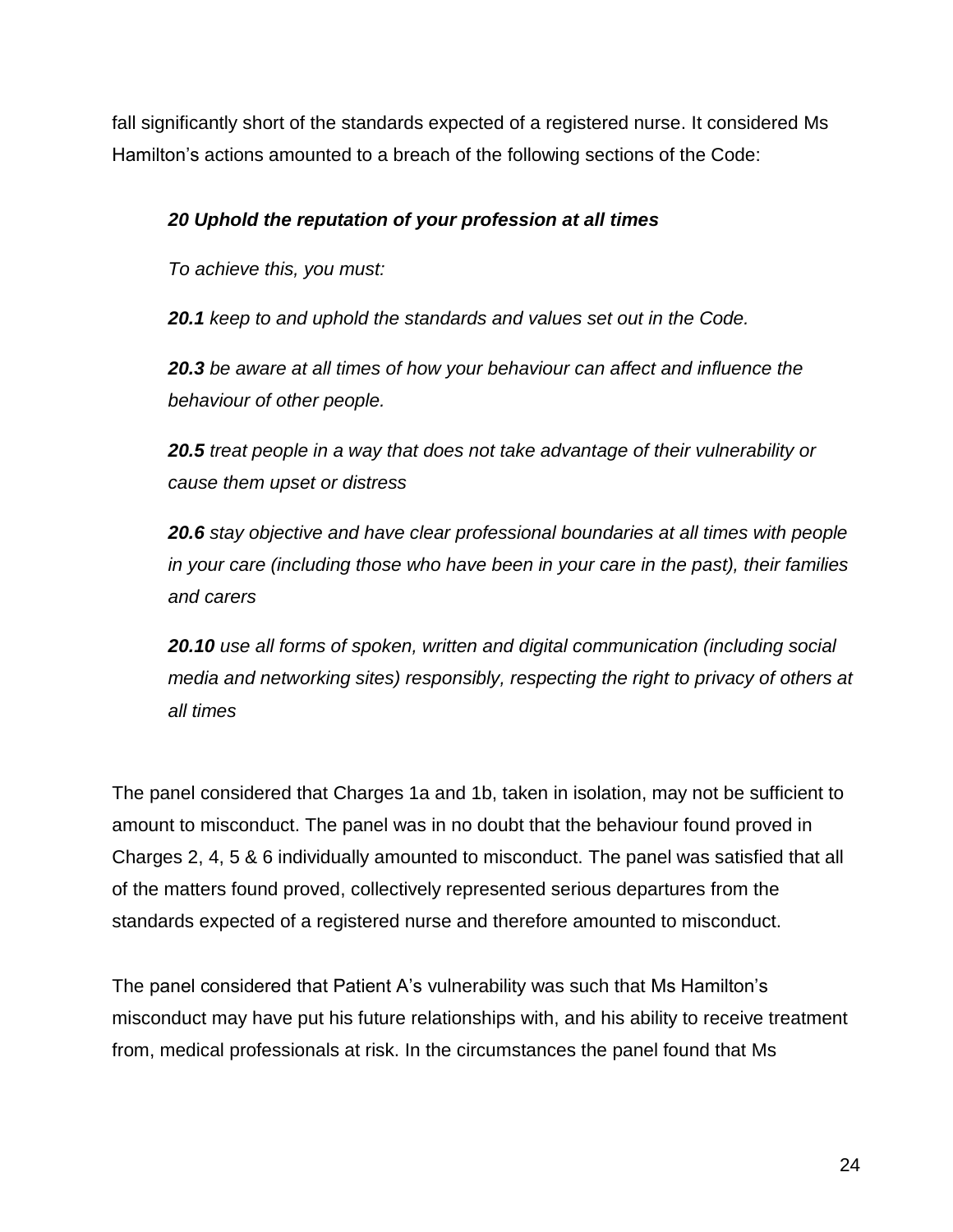fall significantly short of the standards expected of a registered nurse. It considered Ms Hamilton's actions amounted to a breach of the following sections of the Code:

> ***20 Uphold the reputation of your profession at all times***
>
> *To achieve this, you must:*
>
> ***20.1*** *keep to and uphold the standards and values set out in the Code.*
>
> ***20.3*** *be aware at all times of how your behaviour can affect and influence the behaviour of other people.*
>
> ***20.5*** *treat people in a way that does not take advantage of their vulnerability or cause them upset or distress*
>
> ***20.6*** *stay objective and have clear professional boundaries at all times with people in your care (including those who have been in your care in the past), their families and carers*
>
> ***20.10*** *use all forms of spoken, written and digital communication (including social media and networking sites) responsibly, respecting the right to privacy of others at all times*

The panel considered that Charges 1a and 1b, taken in isolation, may not be sufficient to amount to misconduct. The panel was in no doubt that the behaviour found proved in Charges 2, 4, 5 & 6 individually amounted to misconduct. The panel was satisfied that all of the matters found proved, collectively represented serious departures from the standards expected of a registered nurse and therefore amounted to misconduct.

The panel considered that Patient A's vulnerability was such that Ms Hamilton's misconduct may have put his future relationships with, and his ability to receive treatment from, medical professionals at risk. In the circumstances the panel found that Ms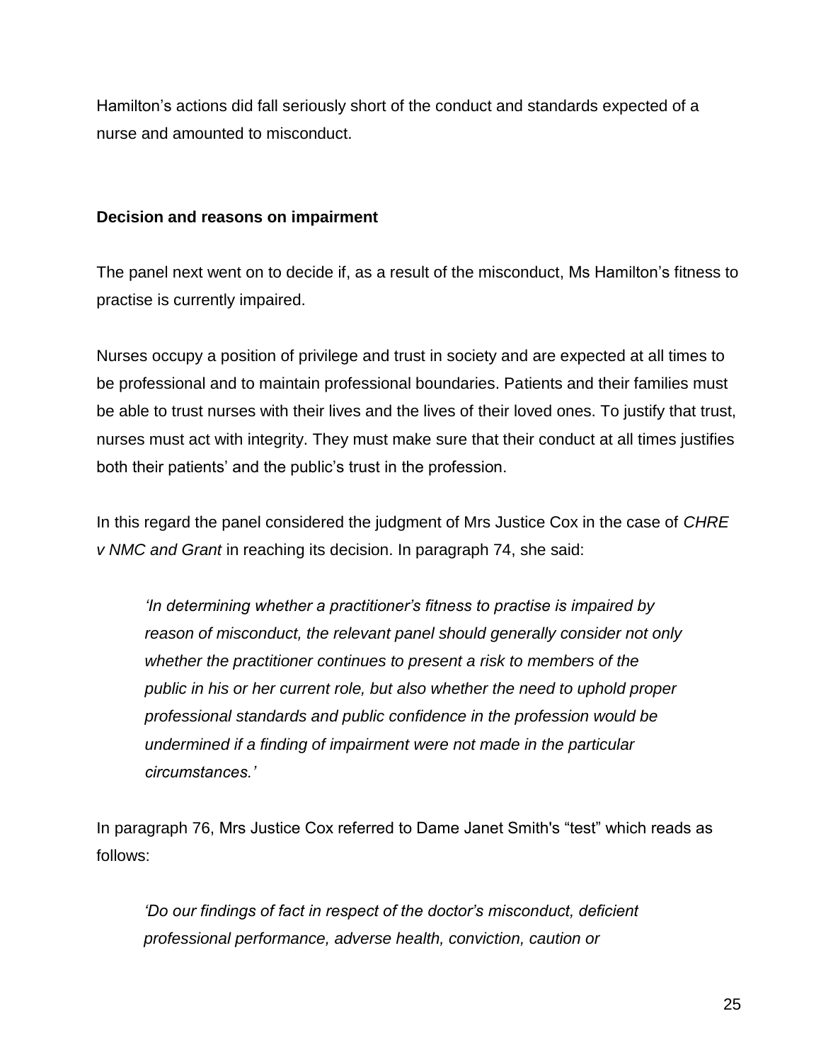Hamilton's actions did fall seriously short of the conduct and standards expected of a nurse and amounted to misconduct.

**Decision and reasons on impairment**

The panel next went on to decide if, as a result of the misconduct, Ms Hamilton's fitness to practise is currently impaired.

Nurses occupy a position of privilege and trust in society and are expected at all times to be professional and to maintain professional boundaries. Patients and their families must be able to trust nurses with their lives and the lives of their loved ones. To justify that trust, nurses must act with integrity. They must make sure that their conduct at all times justifies both their patients' and the public's trust in the profession.

In this regard the panel considered the judgment of Mrs Justice Cox in the case of *CHRE v NMC and Grant* in reaching its decision. In paragraph 74, she said:

> *'In determining whether a practitioner's fitness to practise is impaired by reason of misconduct, the relevant panel should generally consider not only whether the practitioner continues to present a risk to members of the public in his or her current role, but also whether the need to uphold proper professional standards and public confidence in the profession would be undermined if a finding of impairment were not made in the particular circumstances.'*

In paragraph 76, Mrs Justice Cox referred to Dame Janet Smith's "test" which reads as follows:

> *'Do our findings of fact in respect of the doctor's misconduct, deficient professional performance, adverse health, conviction, caution or*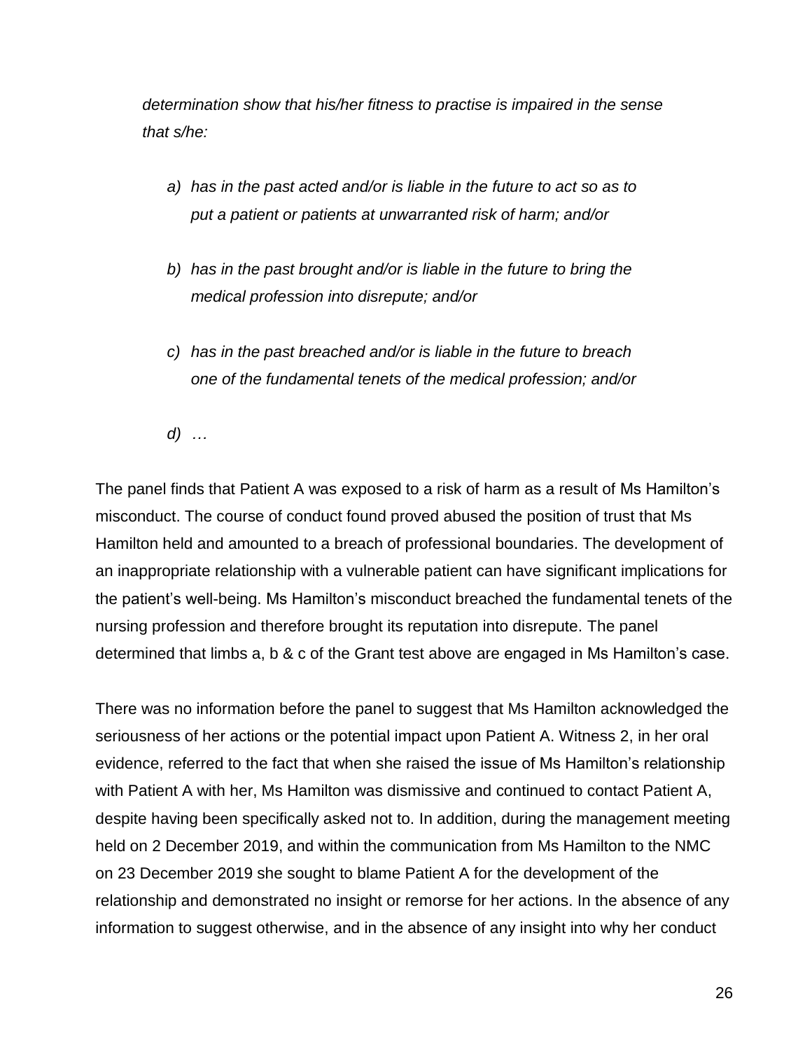*determination show that his/her fitness to practise is impaired in the sense that s/he:*

*a) has in the past acted and/or is liable in the future to act so as to put a patient or patients at unwarranted risk of harm; and/or*

*b) has in the past brought and/or is liable in the future to bring the medical profession into disrepute; and/or*

*c) has in the past breached and/or is liable in the future to breach one of the fundamental tenets of the medical profession; and/or*

*d) …*

The panel finds that Patient A was exposed to a risk of harm as a result of Ms Hamilton's misconduct. The course of conduct found proved abused the position of trust that Ms Hamilton held and amounted to a breach of professional boundaries. The development of an inappropriate relationship with a vulnerable patient can have significant implications for the patient's well-being. Ms Hamilton's misconduct breached the fundamental tenets of the nursing profession and therefore brought its reputation into disrepute. The panel determined that limbs a, b & c of the Grant test above are engaged in Ms Hamilton's case.

There was no information before the panel to suggest that Ms Hamilton acknowledged the seriousness of her actions or the potential impact upon Patient A. Witness 2, in her oral evidence, referred to the fact that when she raised the issue of Ms Hamilton's relationship with Patient A with her, Ms Hamilton was dismissive and continued to contact Patient A, despite having been specifically asked not to. In addition, during the management meeting held on 2 December 2019, and within the communication from Ms Hamilton to the NMC on 23 December 2019 she sought to blame Patient A for the development of the relationship and demonstrated no insight or remorse for her actions. In the absence of any information to suggest otherwise, and in the absence of any insight into why her conduct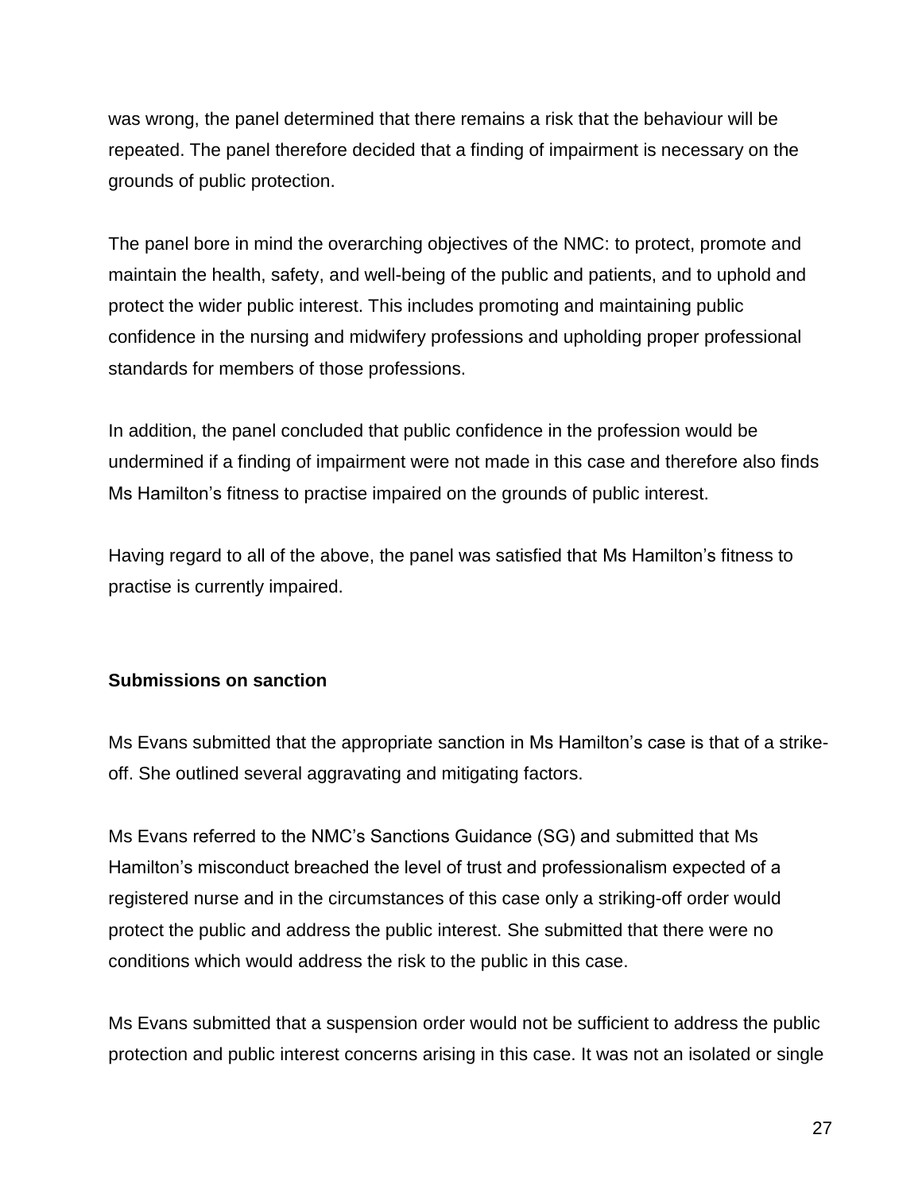was wrong, the panel determined that there remains a risk that the behaviour will be repeated. The panel therefore decided that a finding of impairment is necessary on the grounds of public protection.

The panel bore in mind the overarching objectives of the NMC: to protect, promote and maintain the health, safety, and well-being of the public and patients, and to uphold and protect the wider public interest. This includes promoting and maintaining public confidence in the nursing and midwifery professions and upholding proper professional standards for members of those professions.

In addition, the panel concluded that public confidence in the profession would be undermined if a finding of impairment were not made in this case and therefore also finds Ms Hamilton's fitness to practise impaired on the grounds of public interest.

Having regard to all of the above, the panel was satisfied that Ms Hamilton's fitness to practise is currently impaired.

**Submissions on sanction**

Ms Evans submitted that the appropriate sanction in Ms Hamilton's case is that of a strike-off. She outlined several aggravating and mitigating factors.

Ms Evans referred to the NMC's Sanctions Guidance (SG) and submitted that Ms Hamilton's misconduct breached the level of trust and professionalism expected of a registered nurse and in the circumstances of this case only a striking-off order would protect the public and address the public interest. She submitted that there were no conditions which would address the risk to the public in this case.

Ms Evans submitted that a suspension order would not be sufficient to address the public protection and public interest concerns arising in this case. It was not an isolated or single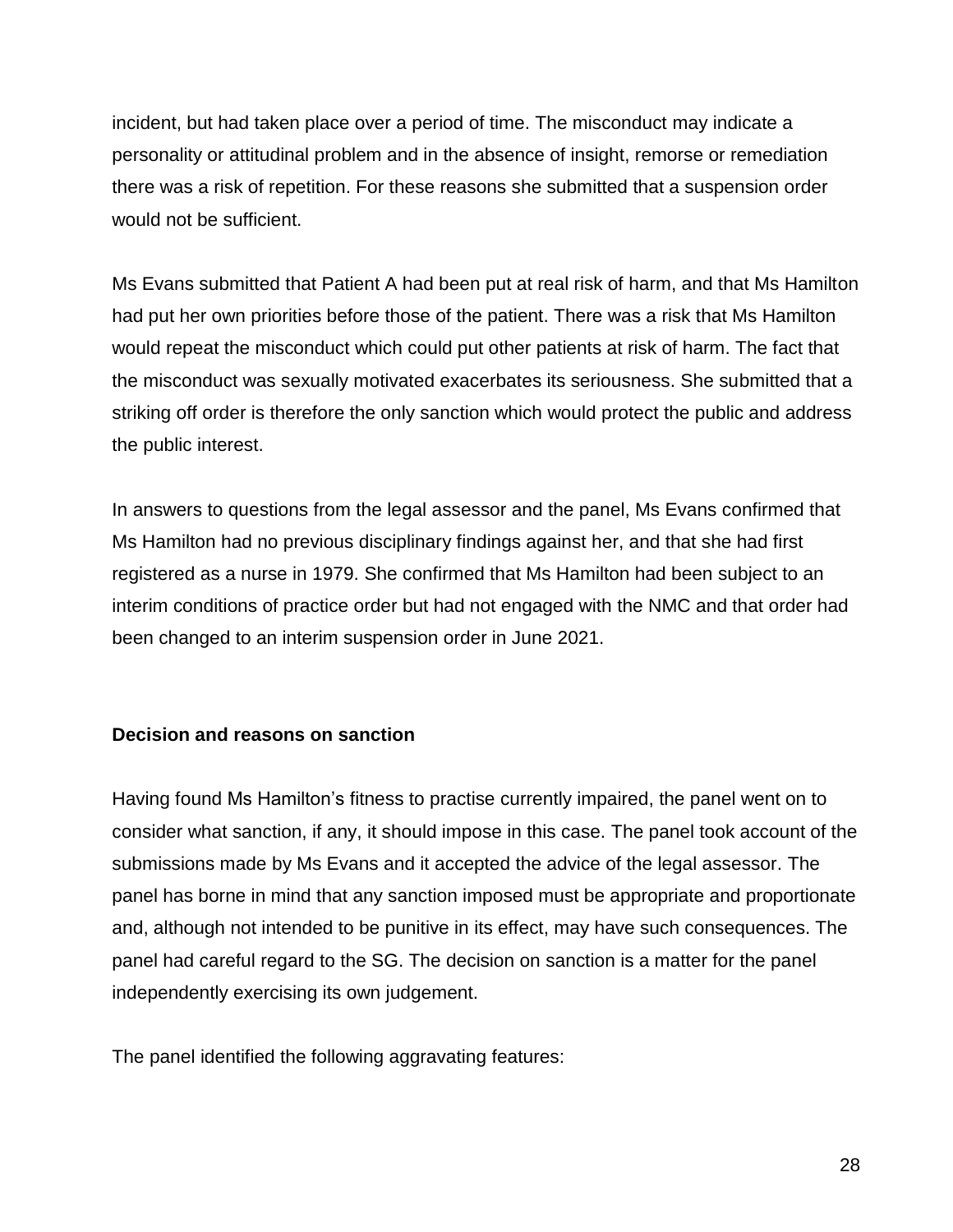incident, but had taken place over a period of time. The misconduct may indicate a personality or attitudinal problem and in the absence of insight, remorse or remediation there was a risk of repetition. For these reasons she submitted that a suspension order would not be sufficient.

Ms Evans submitted that Patient A had been put at real risk of harm, and that Ms Hamilton had put her own priorities before those of the patient. There was a risk that Ms Hamilton would repeat the misconduct which could put other patients at risk of harm. The fact that the misconduct was sexually motivated exacerbates its seriousness. She submitted that a striking off order is therefore the only sanction which would protect the public and address the public interest.

In answers to questions from the legal assessor and the panel, Ms Evans confirmed that Ms Hamilton had no previous disciplinary findings against her, and that she had first registered as a nurse in 1979. She confirmed that Ms Hamilton had been subject to an interim conditions of practice order but had not engaged with the NMC and that order had been changed to an interim suspension order in June 2021.

**Decision and reasons on sanction**

Having found Ms Hamilton's fitness to practise currently impaired, the panel went on to consider what sanction, if any, it should impose in this case. The panel took account of the submissions made by Ms Evans and it accepted the advice of the legal assessor. The panel has borne in mind that any sanction imposed must be appropriate and proportionate and, although not intended to be punitive in its effect, may have such consequences. The panel had careful regard to the SG. The decision on sanction is a matter for the panel independently exercising its own judgement.

The panel identified the following aggravating features: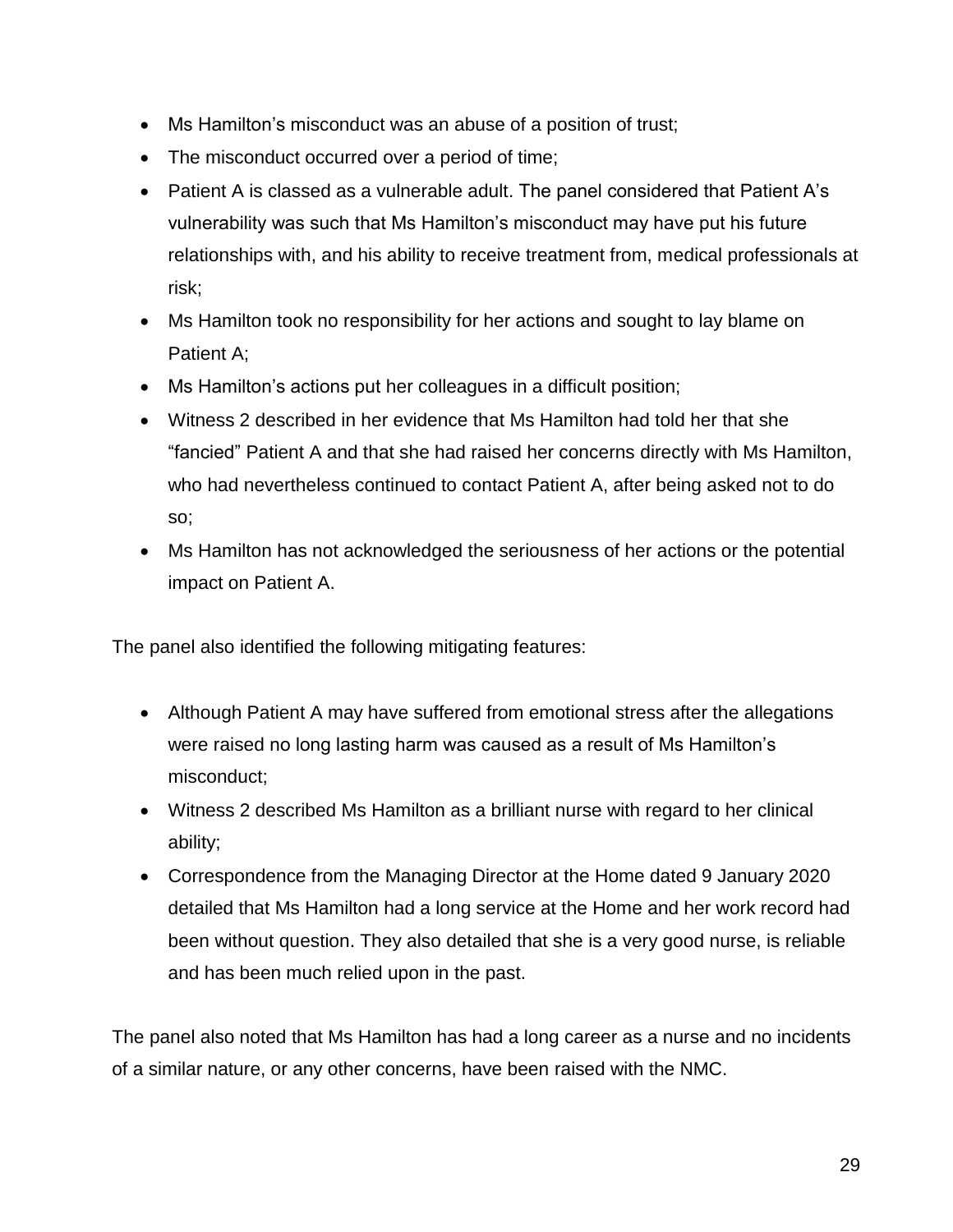- Ms Hamilton's misconduct was an abuse of a position of trust;
- The misconduct occurred over a period of time;
- Patient A is classed as a vulnerable adult. The panel considered that Patient A's vulnerability was such that Ms Hamilton's misconduct may have put his future relationships with, and his ability to receive treatment from, medical professionals at risk;
- Ms Hamilton took no responsibility for her actions and sought to lay blame on Patient A;
- Ms Hamilton's actions put her colleagues in a difficult position;
- Witness 2 described in her evidence that Ms Hamilton had told her that she "fancied" Patient A and that she had raised her concerns directly with Ms Hamilton, who had nevertheless continued to contact Patient A, after being asked not to do so;
- Ms Hamilton has not acknowledged the seriousness of her actions or the potential impact on Patient A.

The panel also identified the following mitigating features:

- Although Patient A may have suffered from emotional stress after the allegations were raised no long lasting harm was caused as a result of Ms Hamilton's misconduct;
- Witness 2 described Ms Hamilton as a brilliant nurse with regard to her clinical ability;
- Correspondence from the Managing Director at the Home dated 9 January 2020 detailed that Ms Hamilton had a long service at the Home and her work record had been without question. They also detailed that she is a very good nurse, is reliable and has been much relied upon in the past.

The panel also noted that Ms Hamilton has had a long career as a nurse and no incidents of a similar nature, or any other concerns, have been raised with the NMC.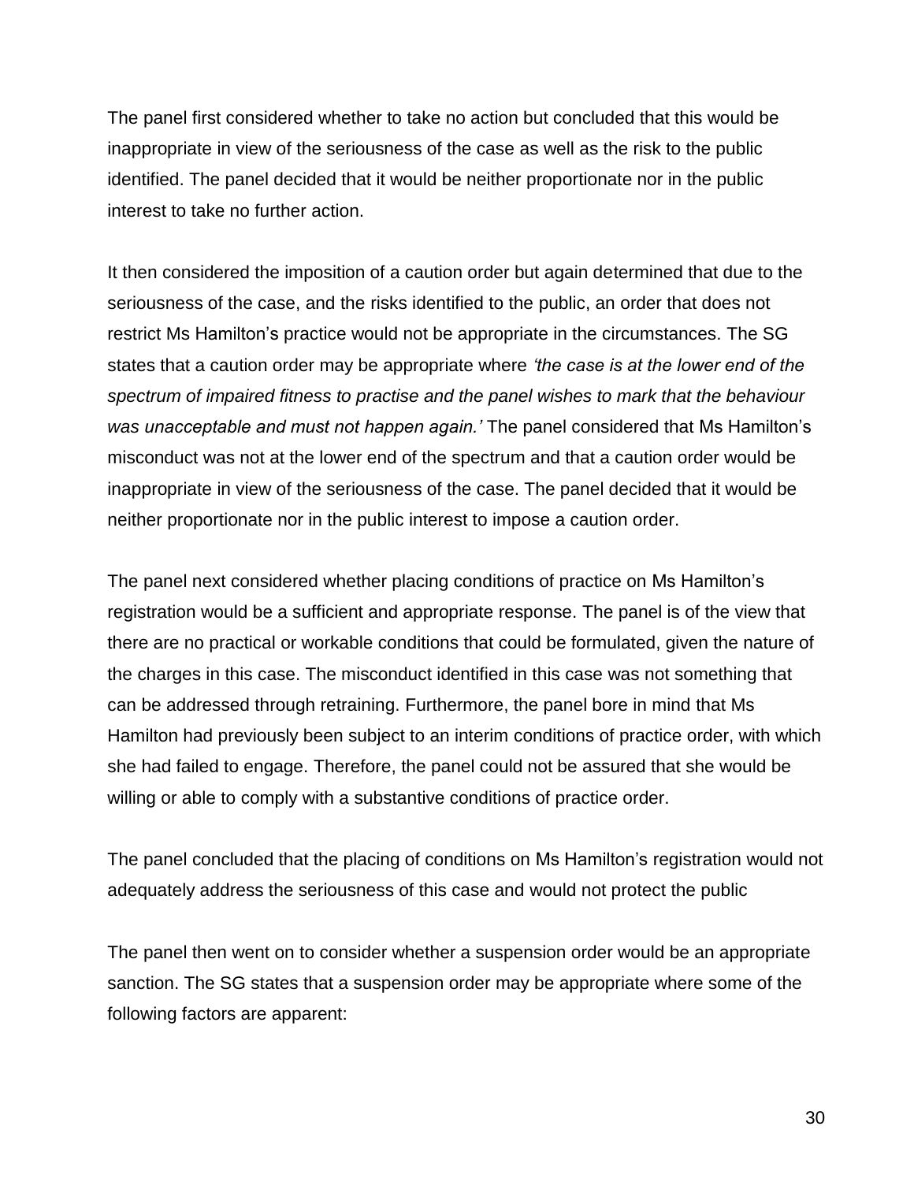The panel first considered whether to take no action but concluded that this would be inappropriate in view of the seriousness of the case as well as the risk to the public identified. The panel decided that it would be neither proportionate nor in the public interest to take no further action.

It then considered the imposition of a caution order but again determined that due to the seriousness of the case, and the risks identified to the public, an order that does not restrict Ms Hamilton's practice would not be appropriate in the circumstances. The SG states that a caution order may be appropriate where *'the case is at the lower end of the spectrum of impaired fitness to practise and the panel wishes to mark that the behaviour was unacceptable and must not happen again.'* The panel considered that Ms Hamilton's misconduct was not at the lower end of the spectrum and that a caution order would be inappropriate in view of the seriousness of the case. The panel decided that it would be neither proportionate nor in the public interest to impose a caution order.

The panel next considered whether placing conditions of practice on Ms Hamilton's registration would be a sufficient and appropriate response. The panel is of the view that there are no practical or workable conditions that could be formulated, given the nature of the charges in this case. The misconduct identified in this case was not something that can be addressed through retraining. Furthermore, the panel bore in mind that Ms Hamilton had previously been subject to an interim conditions of practice order, with which she had failed to engage. Therefore, the panel could not be assured that she would be willing or able to comply with a substantive conditions of practice order.

The panel concluded that the placing of conditions on Ms Hamilton's registration would not adequately address the seriousness of this case and would not protect the public

The panel then went on to consider whether a suspension order would be an appropriate sanction. The SG states that a suspension order may be appropriate where some of the following factors are apparent: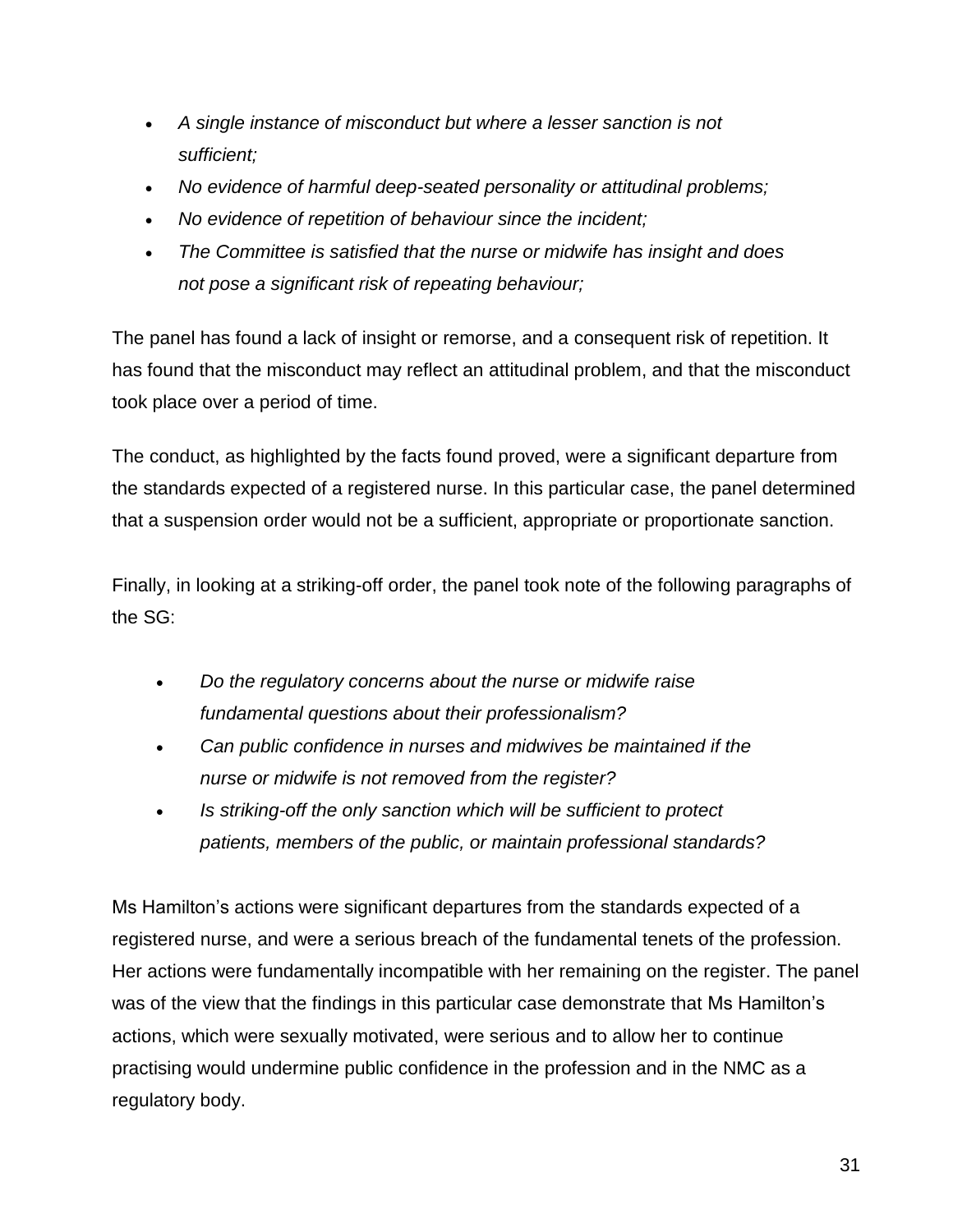- *A single instance of misconduct but where a lesser sanction is not sufficient;*
- *No evidence of harmful deep-seated personality or attitudinal problems;*
- *No evidence of repetition of behaviour since the incident;*
- *The Committee is satisfied that the nurse or midwife has insight and does not pose a significant risk of repeating behaviour;*

The panel has found a lack of insight or remorse, and a consequent risk of repetition. It has found that the misconduct may reflect an attitudinal problem, and that the misconduct took place over a period of time.

The conduct, as highlighted by the facts found proved, were a significant departure from the standards expected of a registered nurse. In this particular case, the panel determined that a suspension order would not be a sufficient, appropriate or proportionate sanction.

Finally, in looking at a striking-off order, the panel took note of the following paragraphs of the SG:

- *Do the regulatory concerns about the nurse or midwife raise fundamental questions about their professionalism?*
- *Can public confidence in nurses and midwives be maintained if the nurse or midwife is not removed from the register?*
- *Is striking-off the only sanction which will be sufficient to protect patients, members of the public, or maintain professional standards?*

Ms Hamilton's actions were significant departures from the standards expected of a registered nurse, and were a serious breach of the fundamental tenets of the profession. Her actions were fundamentally incompatible with her remaining on the register. The panel was of the view that the findings in this particular case demonstrate that Ms Hamilton's actions, which were sexually motivated, were serious and to allow her to continue practising would undermine public confidence in the profession and in the NMC as a regulatory body.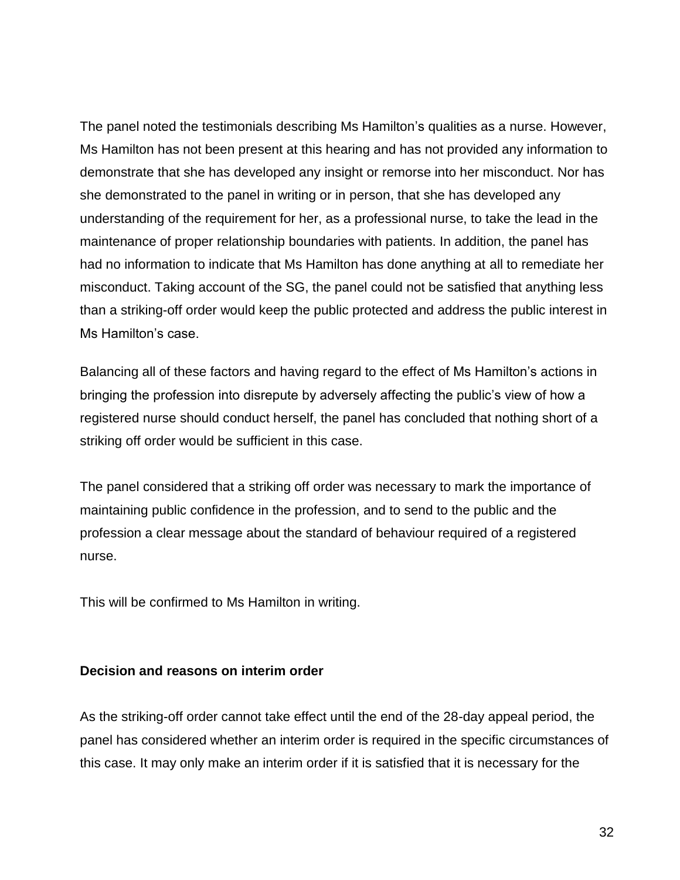The panel noted the testimonials describing Ms Hamilton's qualities as a nurse. However, Ms Hamilton has not been present at this hearing and has not provided any information to demonstrate that she has developed any insight or remorse into her misconduct. Nor has she demonstrated to the panel in writing or in person, that she has developed any understanding of the requirement for her, as a professional nurse, to take the lead in the maintenance of proper relationship boundaries with patients. In addition, the panel has had no information to indicate that Ms Hamilton has done anything at all to remediate her misconduct. Taking account of the SG, the panel could not be satisfied that anything less than a striking-off order would keep the public protected and address the public interest in Ms Hamilton's case.

Balancing all of these factors and having regard to the effect of Ms Hamilton's actions in bringing the profession into disrepute by adversely affecting the public's view of how a registered nurse should conduct herself, the panel has concluded that nothing short of a striking off order would be sufficient in this case.

The panel considered that a striking off order was necessary to mark the importance of maintaining public confidence in the profession, and to send to the public and the profession a clear message about the standard of behaviour required of a registered nurse.

This will be confirmed to Ms Hamilton in writing.

**Decision and reasons on interim order**

As the striking-off order cannot take effect until the end of the 28-day appeal period, the panel has considered whether an interim order is required in the specific circumstances of this case. It may only make an interim order if it is satisfied that it is necessary for the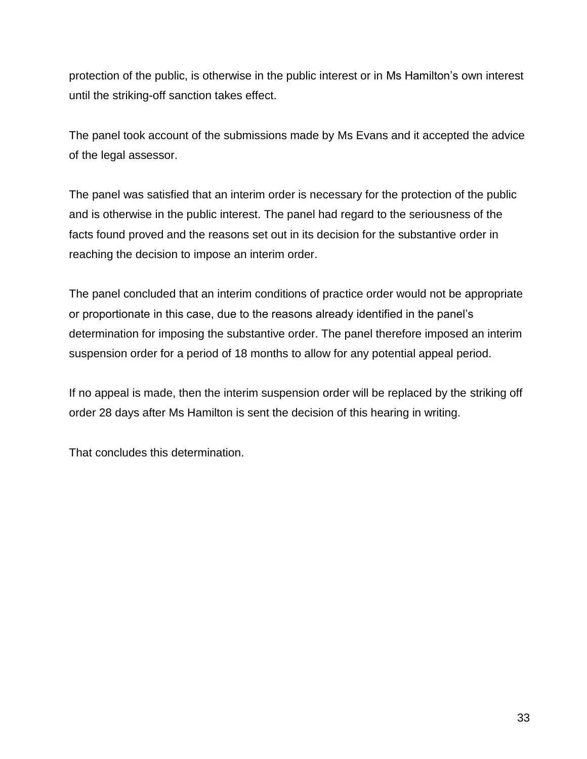protection of the public, is otherwise in the public interest or in Ms Hamilton's own interest until the striking-off sanction takes effect.

The panel took account of the submissions made by Ms Evans and it accepted the advice of the legal assessor.

The panel was satisfied that an interim order is necessary for the protection of the public and is otherwise in the public interest. The panel had regard to the seriousness of the facts found proved and the reasons set out in its decision for the substantive order in reaching the decision to impose an interim order.

The panel concluded that an interim conditions of practice order would not be appropriate or proportionate in this case, due to the reasons already identified in the panel's determination for imposing the substantive order. The panel therefore imposed an interim suspension order for a period of 18 months to allow for any potential appeal period.

If no appeal is made, then the interim suspension order will be replaced by the striking off order 28 days after Ms Hamilton is sent the decision of this hearing in writing.

That concludes this determination.